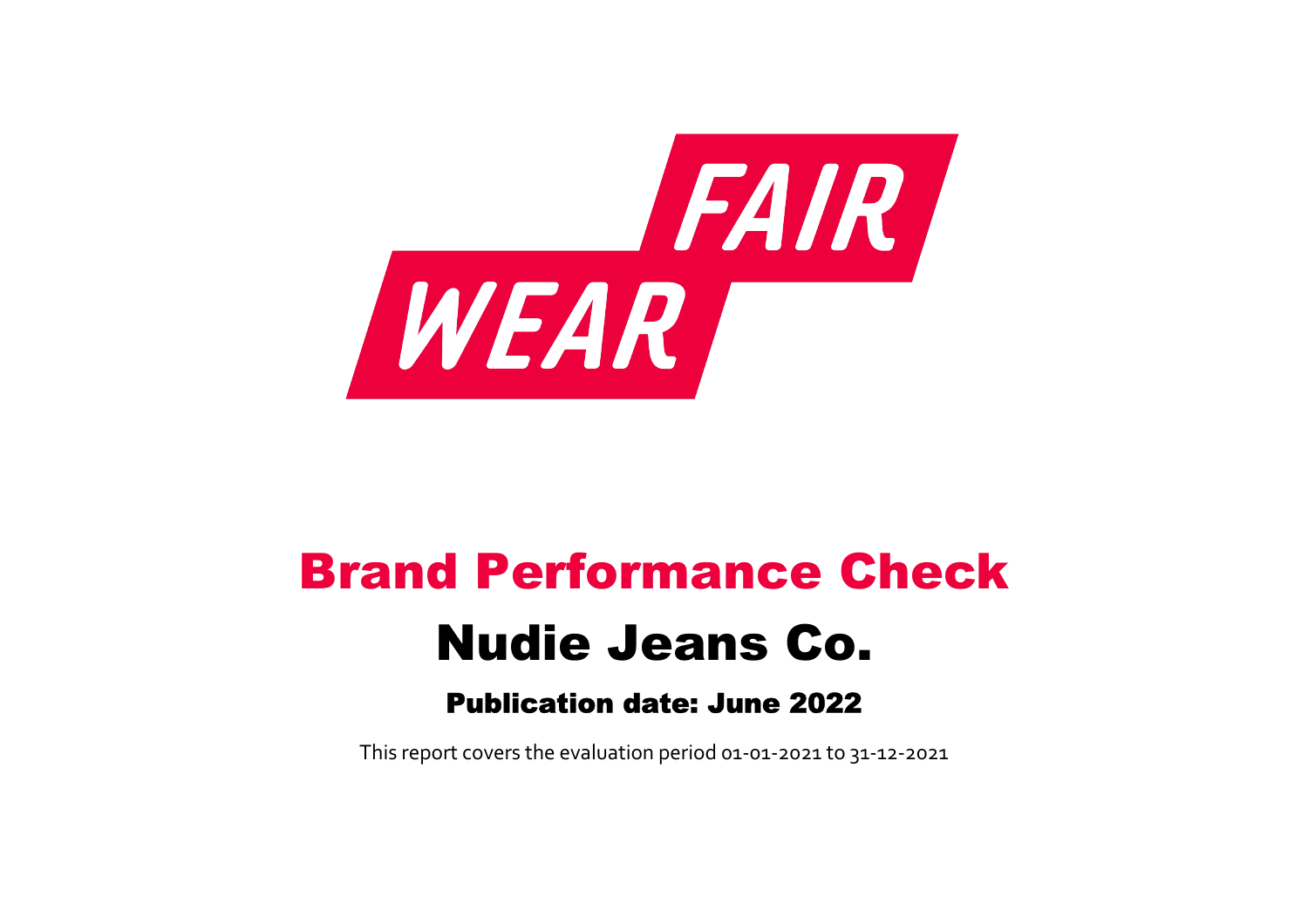FAIR WEAR

# Brand Performance Check

# Nudie Jeans Co.

### Publication date: June 2022

This report covers the evaluation period 01-01-2021 to 31-12-2021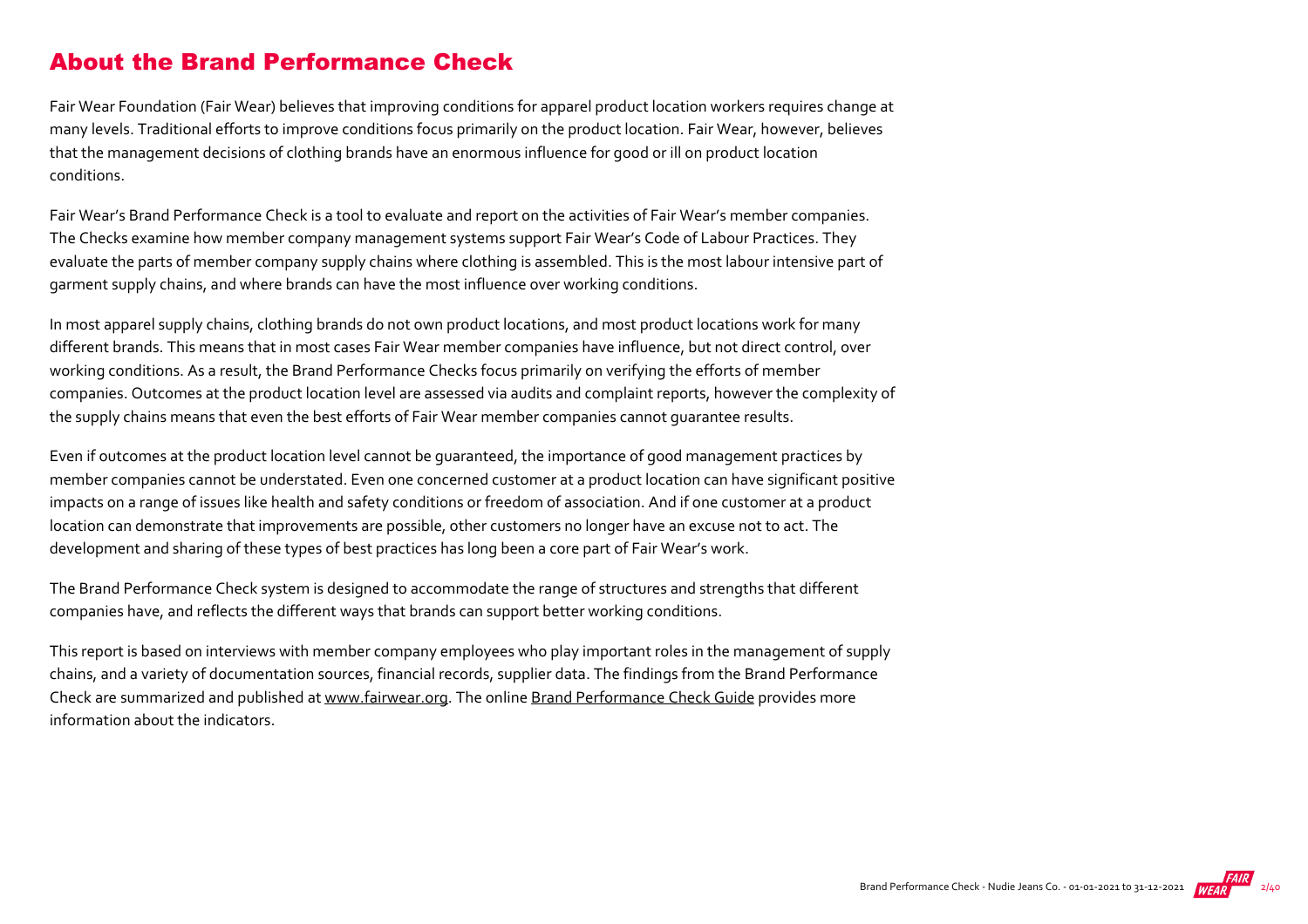## About the Brand Performance Check

Fair Wear Foundation (Fair Wear) believes that improving conditions for apparel product location workers requires change at many levels. Traditional efforts to improve conditions focus primarily on the product location. Fair Wear, however, believes that the management decisions of clothing brands have an enormous influence for good or ill on product location conditions.

Fair Wear's Brand Performance Check is a tool to evaluate and report on the activities of Fair Wear's member companies. The Checks examine how member company management systems support Fair Wear's Code of Labour Practices. They evaluate the parts of member company supply chains where clothing is assembled. This is the most labour intensive part of garment supply chains, and where brands can have the most influence over working conditions.

In most apparel supply chains, clothing brands do not own product locations, and most product locations work for many different brands. This means that in most cases Fair Wear member companies have influence, but not direct control, over working conditions. As a result, the Brand Performance Checks focus primarily on verifying the efforts of member companies. Outcomes at the product location level are assessed via audits and complaint reports, however the complexity of the supply chains means that even the best efforts of Fair Wear member companies cannot guarantee results.

Even if outcomes at the product location level cannot be guaranteed, the importance of good management practices by member companies cannot be understated. Even one concerned customer at a product location can have significant positive impacts on a range of issues like health and safety conditions or freedom of association. And if one customer at a product location can demonstrate that improvements are possible, other customers no longer have an excuse not to act. The development and sharing of these types of best practices has long been a core part of Fair Wear's work.

The Brand Performance Check system is designed to accommodate the range of structures and strengths that different companies have, and reflects the different ways that brands can support better working conditions.

This report is based on interviews with member company employees who play important roles in the management of supply chains, and a variety of documentation sources, financial records, supplier data. The findings from the Brand Performance Check are summarized and published at www.fairwear.org. The online Brand Performance Check Guide provides more information about the indicators.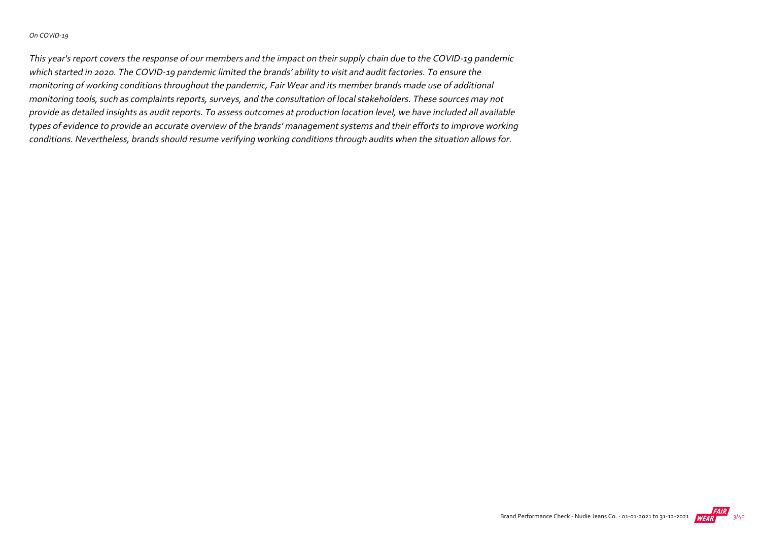*On COVID-19*

*This year's report covers the response of our members and the impact on their supply chain due to the COVID-19 pandemic which started in 2020. The COVID-19 pandemic limited the brands' ability to visit and audit factories. To ensure the monitoring of working conditions throughout the pandemic, Fair Wear and its member brands made use of additional monitoring tools, such as complaints reports, surveys, and the consultation of local stakeholders. These sources may not provide as detailed insights as audit reports. To assess outcomes at production location level, we have included all available types of evidence to provide an accurate overview of the brands' management systems and their efforts to improve working conditions. Nevertheless, brands should resume verifying working conditions through audits when the situation allows for.*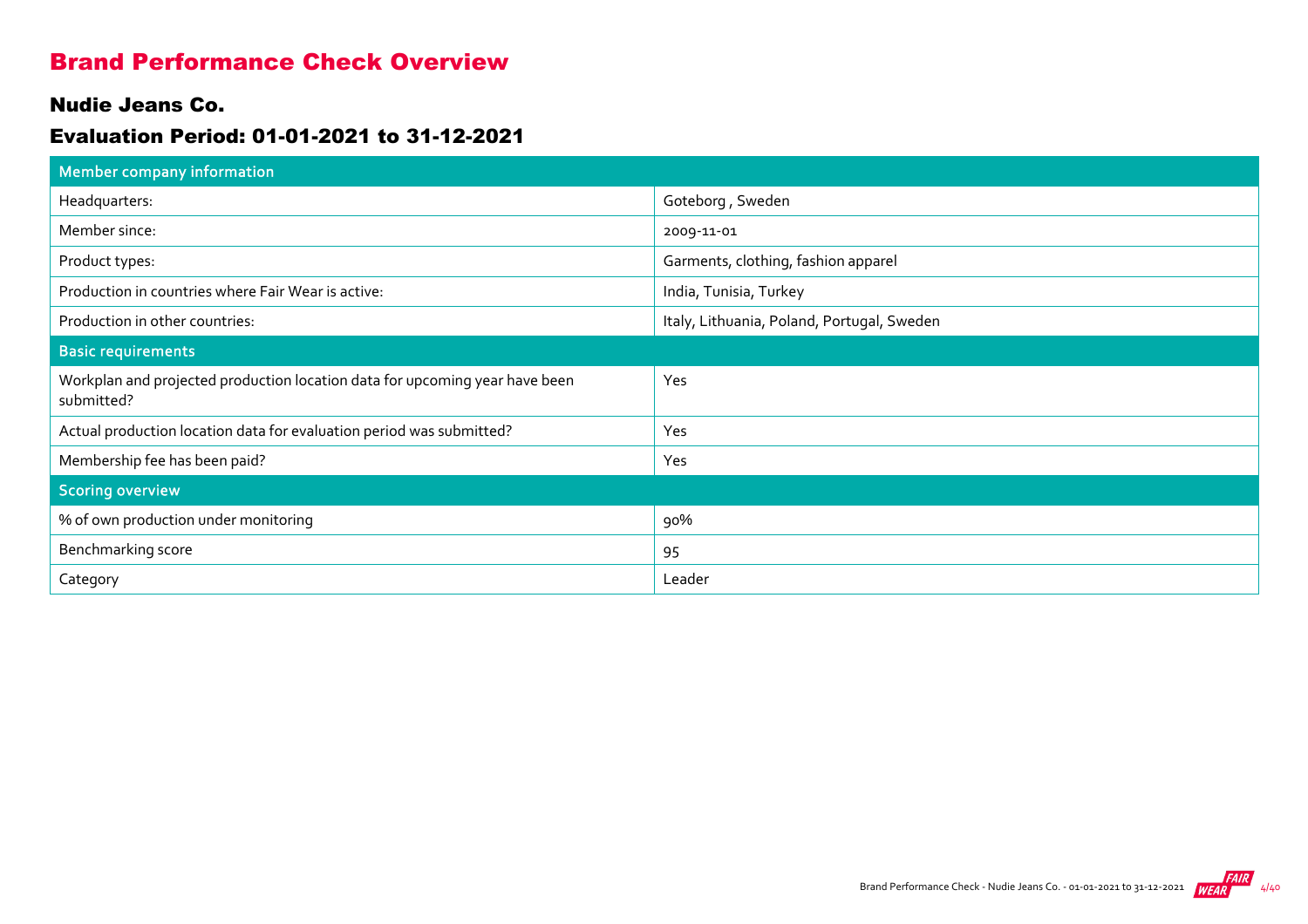# Brand Performance Check Overview

## Nudie Jeans Co.

## Evaluation Period: 01-01-2021 to 31-12-2021

| Member company information | |
|---|---|
| Headquarters: | Goteborg , Sweden |
| Member since: | 2009-11-01 |
| Product types: | Garments, clothing, fashion apparel |
| Production in countries where Fair Wear is active: | India, Tunisia, Turkey |
| Production in other countries: | Italy, Lithuania, Poland, Portugal, Sweden |
| **Basic requirements** | |
| Workplan and projected production location data for upcoming year have been submitted? | Yes |
| Actual production location data for evaluation period was submitted? | Yes |
| Membership fee has been paid? | Yes |
| **Scoring overview** | |
| % of own production under monitoring | 90% |
| Benchmarking score | 95 |
| Category | Leader |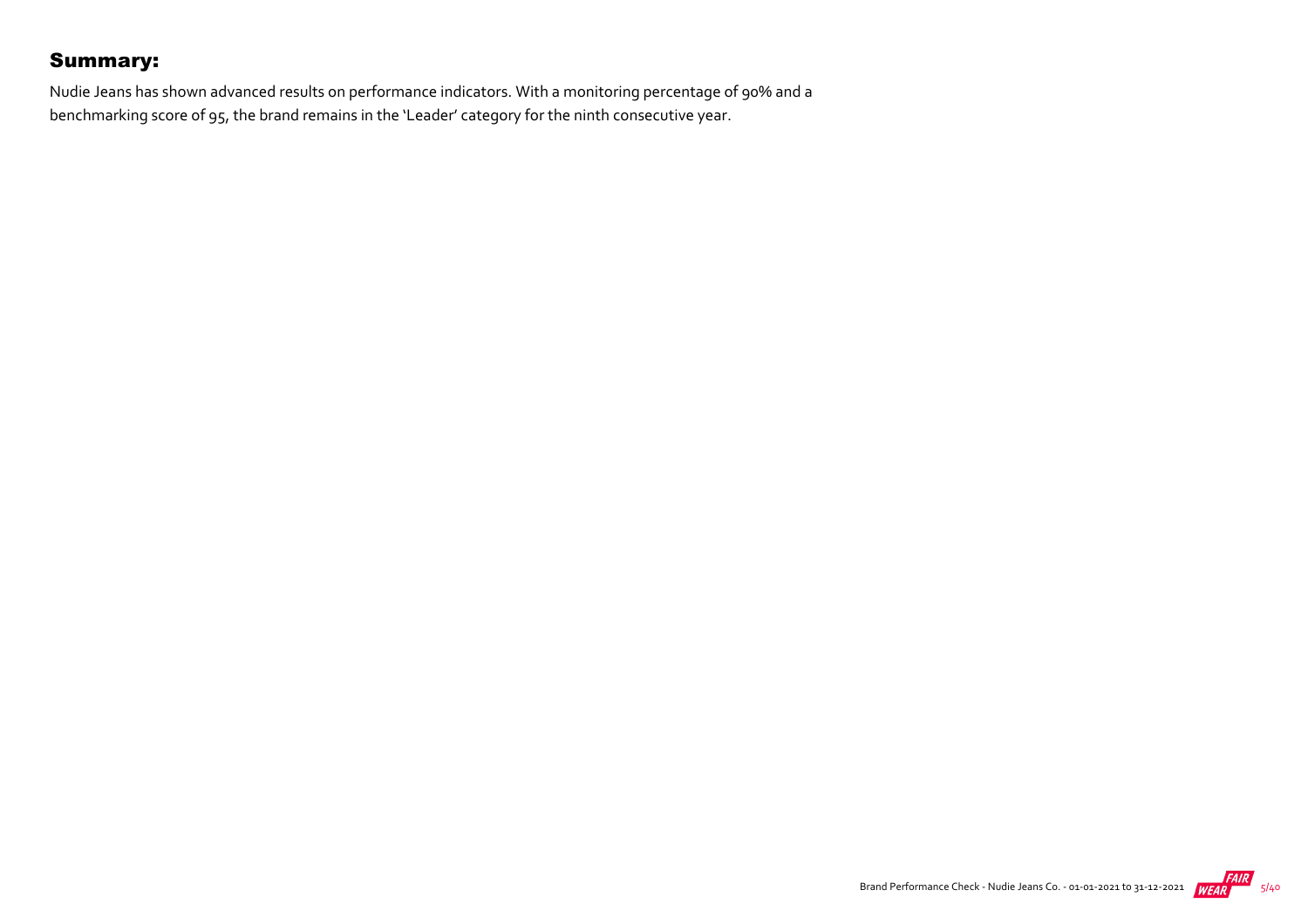## Summary:

Nudie Jeans has shown advanced results on performance indicators. With a monitoring percentage of 90% and a benchmarking score of 95, the brand remains in the 'Leader' category for the ninth consecutive year.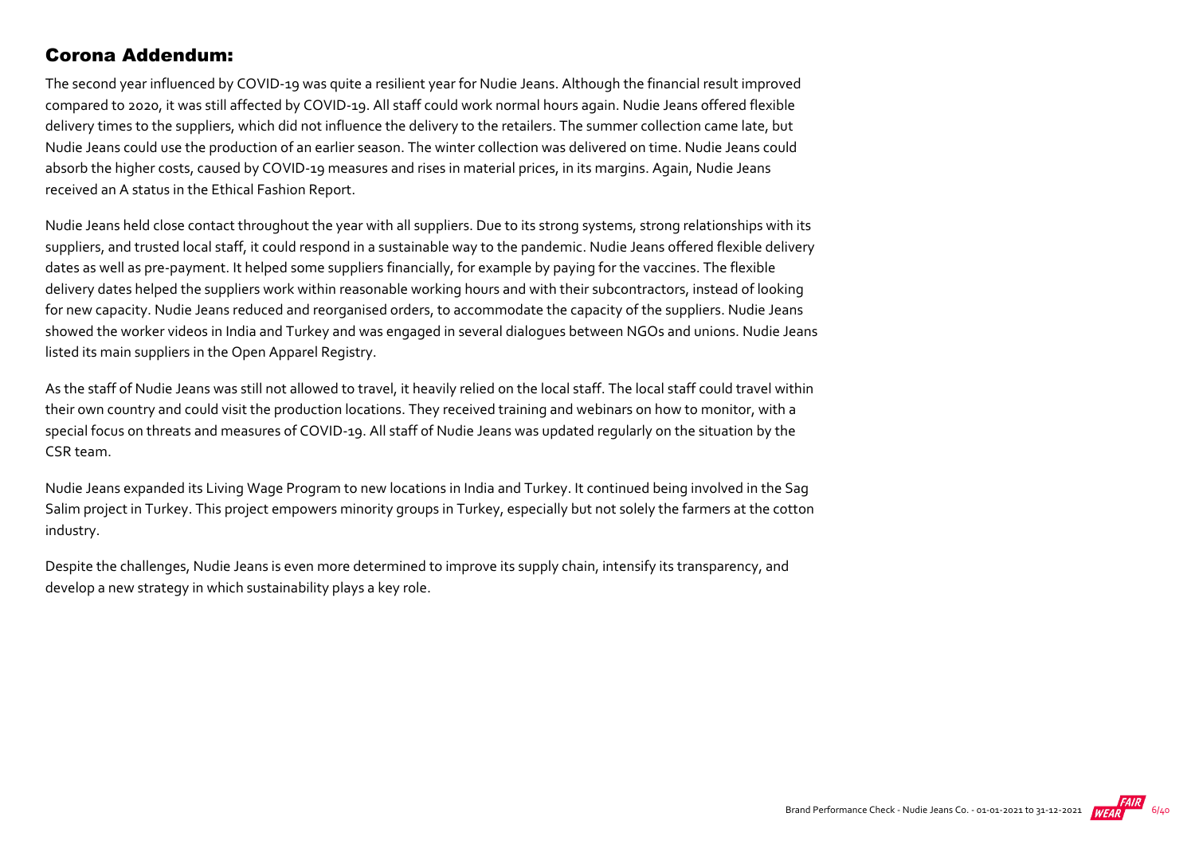## Corona Addendum:

The second year influenced by COVID-19 was quite a resilient year for Nudie Jeans. Although the financial result improved compared to 2020, it was still affected by COVID-19. All staff could work normal hours again. Nudie Jeans offered flexible delivery times to the suppliers, which did not influence the delivery to the retailers. The summer collection came late, but Nudie Jeans could use the production of an earlier season. The winter collection was delivered on time. Nudie Jeans could absorb the higher costs, caused by COVID-19 measures and rises in material prices, in its margins. Again, Nudie Jeans received an A status in the Ethical Fashion Report.

Nudie Jeans held close contact throughout the year with all suppliers. Due to its strong systems, strong relationships with its suppliers, and trusted local staff, it could respond in a sustainable way to the pandemic. Nudie Jeans offered flexible delivery dates as well as pre-payment. It helped some suppliers financially, for example by paying for the vaccines. The flexible delivery dates helped the suppliers work within reasonable working hours and with their subcontractors, instead of looking for new capacity. Nudie Jeans reduced and reorganised orders, to accommodate the capacity of the suppliers. Nudie Jeans showed the worker videos in India and Turkey and was engaged in several dialogues between NGOs and unions. Nudie Jeans listed its main suppliers in the Open Apparel Registry.

As the staff of Nudie Jeans was still not allowed to travel, it heavily relied on the local staff. The local staff could travel within their own country and could visit the production locations. They received training and webinars on how to monitor, with a special focus on threats and measures of COVID-19. All staff of Nudie Jeans was updated regularly on the situation by the CSR team.

Nudie Jeans expanded its Living Wage Program to new locations in India and Turkey. It continued being involved in the Sag Salim project in Turkey. This project empowers minority groups in Turkey, especially but not solely the farmers at the cotton industry.

Despite the challenges, Nudie Jeans is even more determined to improve its supply chain, intensify its transparency, and develop a new strategy in which sustainability plays a key role.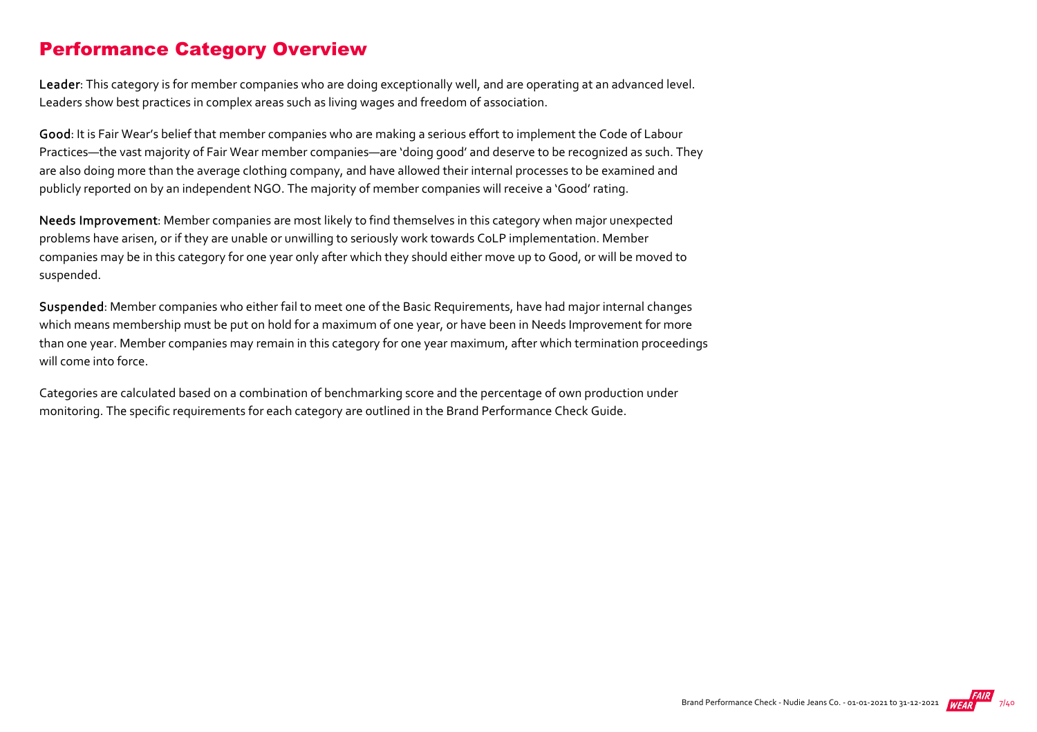## Performance Category Overview

**Leader**: This category is for member companies who are doing exceptionally well, and are operating at an advanced level. Leaders show best practices in complex areas such as living wages and freedom of association.

**Good**: It is Fair Wear's belief that member companies who are making a serious effort to implement the Code of Labour Practices—the vast majority of Fair Wear member companies—are 'doing good' and deserve to be recognized as such. They are also doing more than the average clothing company, and have allowed their internal processes to be examined and publicly reported on by an independent NGO. The majority of member companies will receive a 'Good' rating.

**Needs Improvement**: Member companies are most likely to find themselves in this category when major unexpected problems have arisen, or if they are unable or unwilling to seriously work towards CoLP implementation. Member companies may be in this category for one year only after which they should either move up to Good, or will be moved to suspended.

**Suspended**: Member companies who either fail to meet one of the Basic Requirements, have had major internal changes which means membership must be put on hold for a maximum of one year, or have been in Needs Improvement for more than one year. Member companies may remain in this category for one year maximum, after which termination proceedings will come into force.

Categories are calculated based on a combination of benchmarking score and the percentage of own production under monitoring. The specific requirements for each category are outlined in the Brand Performance Check Guide.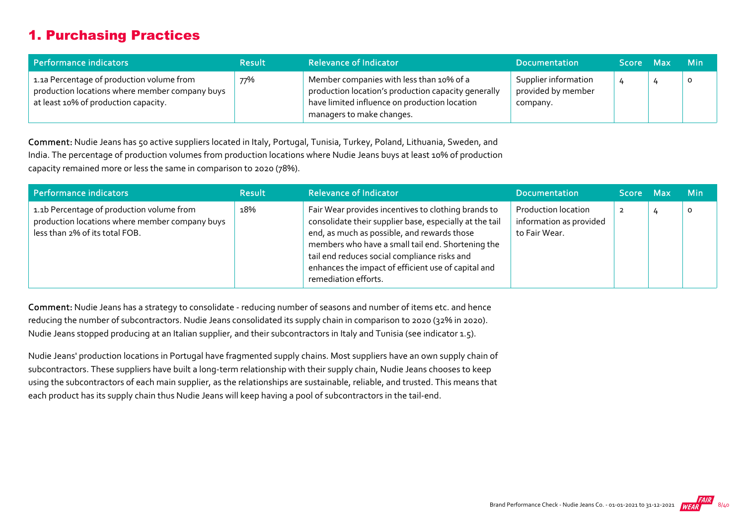## 1. Purchasing Practices

| Performance indicators | Result | Relevance of Indicator | Documentation | Score | Max | Min |
|---|---|---|---|---|---|---|
| 1.1a Percentage of production volume from production locations where member company buys at least 10% of production capacity. | 77% | Member companies with less than 10% of a production location's production capacity generally have limited influence on production location managers to make changes. | Supplier information provided by member company. | 4 | 4 | 0 |

**Comment:** Nudie Jeans has 50 active suppliers located in Italy, Portugal, Tunisia, Turkey, Poland, Lithuania, Sweden, and India. The percentage of production volumes from production locations where Nudie Jeans buys at least 10% of production capacity remained more or less the same in comparison to 2020 (78%).

| Performance indicators | Result | Relevance of Indicator | Documentation | Score | Max | Min |
|---|---|---|---|---|---|---|
| 1.1b Percentage of production volume from production locations where member company buys less than 2% of its total FOB. | 18% | Fair Wear provides incentives to clothing brands to consolidate their supplier base, especially at the tail end, as much as possible, and rewards those members who have a small tail end. Shortening the tail end reduces social compliance risks and enhances the impact of efficient use of capital and remediation efforts. | Production location information as provided to Fair Wear. | 2 | 4 | 0 |

**Comment:** Nudie Jeans has a strategy to consolidate - reducing number of seasons and number of items etc. and hence reducing the number of subcontractors. Nudie Jeans consolidated its supply chain in comparison to 2020 (32% in 2020). Nudie Jeans stopped producing at an Italian supplier, and their subcontractors in Italy and Tunisia (see indicator 1.5).

Nudie Jeans' production locations in Portugal have fragmented supply chains. Most suppliers have an own supply chain of subcontractors. These suppliers have built a long-term relationship with their supply chain, Nudie Jeans chooses to keep using the subcontractors of each main supplier, as the relationships are sustainable, reliable, and trusted. This means that each product has its supply chain thus Nudie Jeans will keep having a pool of subcontractors in the tail-end.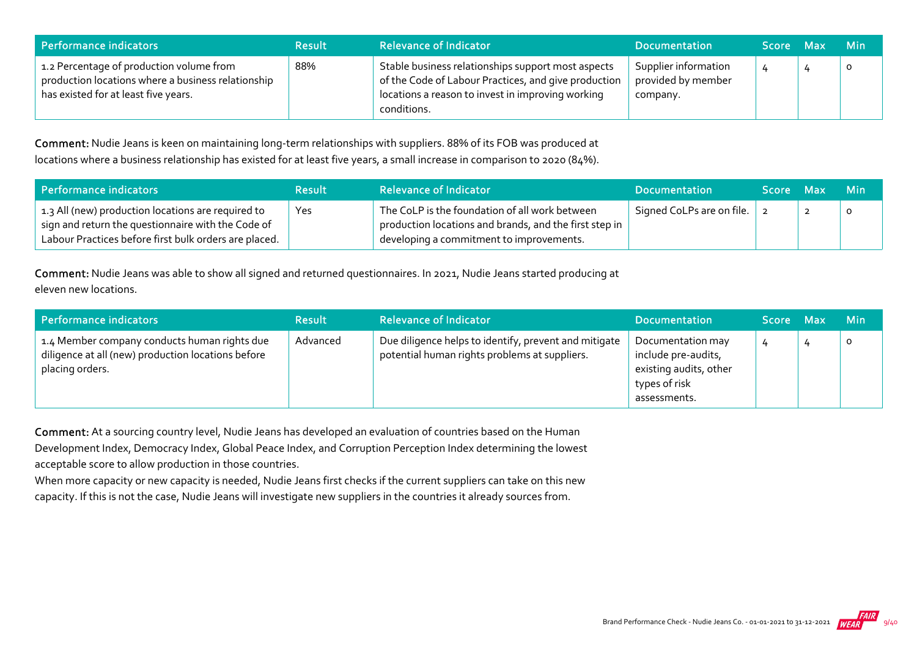| Performance indicators | Result | Relevance of Indicator | Documentation | Score | Max | Min |
|---|---|---|---|---|---|---|
| 1.2 Percentage of production volume from production locations where a business relationship has existed for at least five years. | 88% | Stable business relationships support most aspects of the Code of Labour Practices, and give production locations a reason to invest in improving working conditions. | Supplier information provided by member company. | 4 | 4 | 0 |

**Comment:** Nudie Jeans is keen on maintaining long-term relationships with suppliers. 88% of its FOB was produced at locations where a business relationship has existed for at least five years, a small increase in comparison to 2020 (84%).

| Performance indicators | Result | Relevance of Indicator | Documentation | Score | Max | Min |
|---|---|---|---|---|---|---|
| 1.3 All (new) production locations are required to sign and return the questionnaire with the Code of Labour Practices before first bulk orders are placed. | Yes | The CoLP is the foundation of all work between production locations and brands, and the first step in developing a commitment to improvements. | Signed CoLPs are on file. | 2 | 2 | 0 |

**Comment:** Nudie Jeans was able to show all signed and returned questionnaires. In 2021, Nudie Jeans started producing at eleven new locations.

| Performance indicators | Result | Relevance of Indicator | Documentation | Score | Max | Min |
|---|---|---|---|---|---|---|
| 1.4 Member company conducts human rights due diligence at all (new) production locations before placing orders. | Advanced | Due diligence helps to identify, prevent and mitigate potential human rights problems at suppliers. | Documentation may include pre-audits, existing audits, other types of risk assessments. | 4 | 4 | 0 |

**Comment:** At a sourcing country level, Nudie Jeans has developed an evaluation of countries based on the Human Development Index, Democracy Index, Global Peace Index, and Corruption Perception Index determining the lowest acceptable score to allow production in those countries.

When more capacity or new capacity is needed, Nudie Jeans first checks if the current suppliers can take on this new capacity. If this is not the case, Nudie Jeans will investigate new suppliers in the countries it already sources from.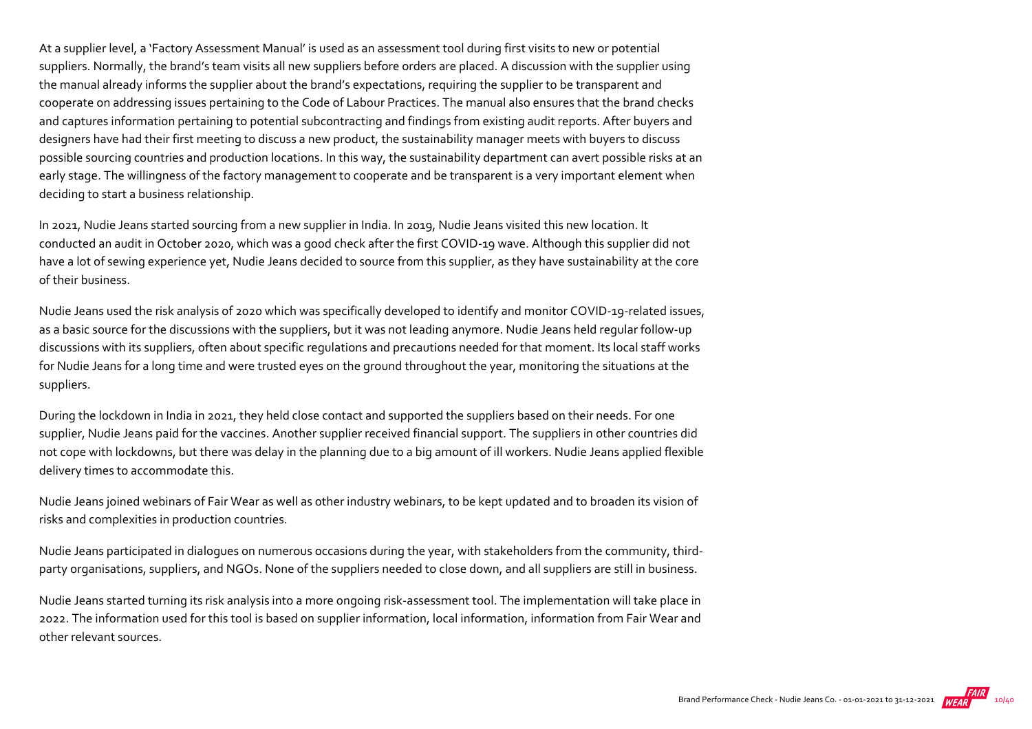At a supplier level, a 'Factory Assessment Manual' is used as an assessment tool during first visits to new or potential suppliers. Normally, the brand's team visits all new suppliers before orders are placed. A discussion with the supplier using the manual already informs the supplier about the brand's expectations, requiring the supplier to be transparent and cooperate on addressing issues pertaining to the Code of Labour Practices. The manual also ensures that the brand checks and captures information pertaining to potential subcontracting and findings from existing audit reports. After buyers and designers have had their first meeting to discuss a new product, the sustainability manager meets with buyers to discuss possible sourcing countries and production locations. In this way, the sustainability department can avert possible risks at an early stage. The willingness of the factory management to cooperate and be transparent is a very important element when deciding to start a business relationship.

In 2021, Nudie Jeans started sourcing from a new supplier in India. In 2019, Nudie Jeans visited this new location. It conducted an audit in October 2020, which was a good check after the first COVID-19 wave. Although this supplier did not have a lot of sewing experience yet, Nudie Jeans decided to source from this supplier, as they have sustainability at the core of their business.

Nudie Jeans used the risk analysis of 2020 which was specifically developed to identify and monitor COVID-19-related issues, as a basic source for the discussions with the suppliers, but it was not leading anymore. Nudie Jeans held regular follow-up discussions with its suppliers, often about specific regulations and precautions needed for that moment. Its local staff works for Nudie Jeans for a long time and were trusted eyes on the ground throughout the year, monitoring the situations at the suppliers.

During the lockdown in India in 2021, they held close contact and supported the suppliers based on their needs. For one supplier, Nudie Jeans paid for the vaccines. Another supplier received financial support. The suppliers in other countries did not cope with lockdowns, but there was delay in the planning due to a big amount of ill workers. Nudie Jeans applied flexible delivery times to accommodate this.

Nudie Jeans joined webinars of Fair Wear as well as other industry webinars, to be kept updated and to broaden its vision of risks and complexities in production countries.

Nudie Jeans participated in dialogues on numerous occasions during the year, with stakeholders from the community, third-party organisations, suppliers, and NGOs. None of the suppliers needed to close down, and all suppliers are still in business.

Nudie Jeans started turning its risk analysis into a more ongoing risk-assessment tool. The implementation will take place in 2022. The information used for this tool is based on supplier information, local information, information from Fair Wear and other relevant sources.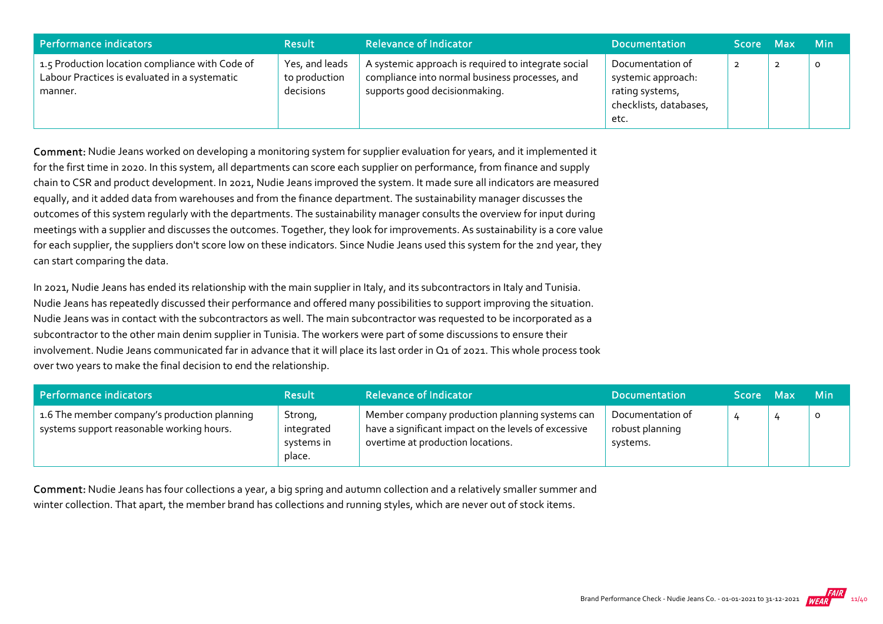| Performance indicators | Result | Relevance of Indicator | Documentation | Score | Max | Min |
|---|---|---|---|---|---|---|
| 1.5 Production location compliance with Code of Labour Practices is evaluated in a systematic manner. | Yes, and leads to production decisions | A systemic approach is required to integrate social compliance into normal business processes, and supports good decisionmaking. | Documentation of systemic approach: rating systems, checklists, databases, etc. | 2 | 2 | 0 |

**Comment:** Nudie Jeans worked on developing a monitoring system for supplier evaluation for years, and it implemented it for the first time in 2020. In this system, all departments can score each supplier on performance, from finance and supply chain to CSR and product development. In 2021, Nudie Jeans improved the system. It made sure all indicators are measured equally, and it added data from warehouses and from the finance department. The sustainability manager discusses the outcomes of this system regularly with the departments. The sustainability manager consults the overview for input during meetings with a supplier and discusses the outcomes. Together, they look for improvements. As sustainability is a core value for each supplier, the suppliers don't score low on these indicators. Since Nudie Jeans used this system for the 2nd year, they can start comparing the data.

In 2021, Nudie Jeans has ended its relationship with the main supplier in Italy, and its subcontractors in Italy and Tunisia. Nudie Jeans has repeatedly discussed their performance and offered many possibilities to support improving the situation. Nudie Jeans was in contact with the subcontractors as well. The main subcontractor was requested to be incorporated as a subcontractor to the other main denim supplier in Tunisia. The workers were part of some discussions to ensure their involvement. Nudie Jeans communicated far in advance that it will place its last order in Q1 of 2021. This whole process took over two years to make the final decision to end the relationship.

| Performance indicators | Result | Relevance of Indicator | Documentation | Score | Max | Min |
|---|---|---|---|---|---|---|
| 1.6 The member company's production planning systems support reasonable working hours. | Strong, integrated systems in place. | Member company production planning systems can have a significant impact on the levels of excessive overtime at production locations. | Documentation of robust planning systems. | 4 | 4 | 0 |

**Comment:** Nudie Jeans has four collections a year, a big spring and autumn collection and a relatively smaller summer and winter collection. That apart, the member brand has collections and running styles, which are never out of stock items.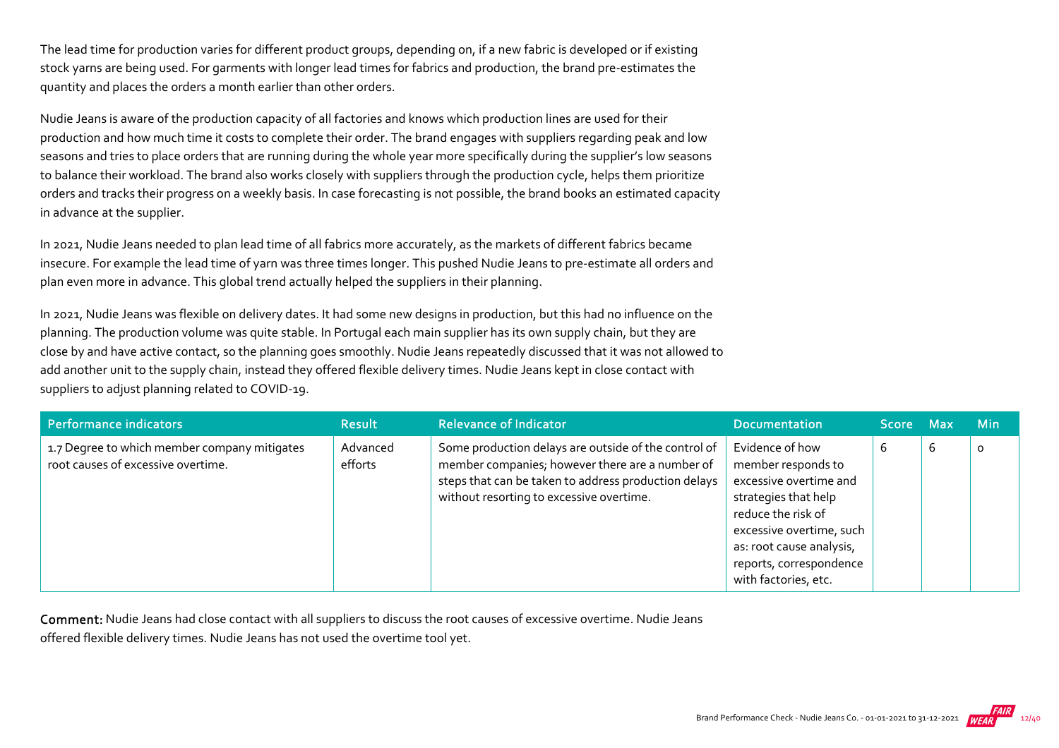The lead time for production varies for different product groups, depending on, if a new fabric is developed or if existing stock yarns are being used. For garments with longer lead times for fabrics and production, the brand pre-estimates the quantity and places the orders a month earlier than other orders.

Nudie Jeans is aware of the production capacity of all factories and knows which production lines are used for their production and how much time it costs to complete their order. The brand engages with suppliers regarding peak and low seasons and tries to place orders that are running during the whole year more specifically during the supplier's low seasons to balance their workload. The brand also works closely with suppliers through the production cycle, helps them prioritize orders and tracks their progress on a weekly basis. In case forecasting is not possible, the brand books an estimated capacity in advance at the supplier.

In 2021, Nudie Jeans needed to plan lead time of all fabrics more accurately, as the markets of different fabrics became insecure. For example the lead time of yarn was three times longer. This pushed Nudie Jeans to pre-estimate all orders and plan even more in advance. This global trend actually helped the suppliers in their planning.

In 2021, Nudie Jeans was flexible on delivery dates. It had some new designs in production, but this had no influence on the planning. The production volume was quite stable. In Portugal each main supplier has its own supply chain, but they are close by and have active contact, so the planning goes smoothly. Nudie Jeans repeatedly discussed that it was not allowed to add another unit to the supply chain, instead they offered flexible delivery times. Nudie Jeans kept in close contact with suppliers to adjust planning related to COVID-19.

| Performance indicators | Result | Relevance of Indicator | Documentation | Score | Max | Min |
|---|---|---|---|---|---|---|
| 1.7 Degree to which member company mitigates root causes of excessive overtime. | Advanced efforts | Some production delays are outside of the control of member companies; however there are a number of steps that can be taken to address production delays without resorting to excessive overtime. | Evidence of how member responds to excessive overtime and strategies that help reduce the risk of excessive overtime, such as: root cause analysis, reports, correspondence with factories, etc. | 6 | 6 | 0 |

**Comment:** Nudie Jeans had close contact with all suppliers to discuss the root causes of excessive overtime. Nudie Jeans offered flexible delivery times. Nudie Jeans has not used the overtime tool yet.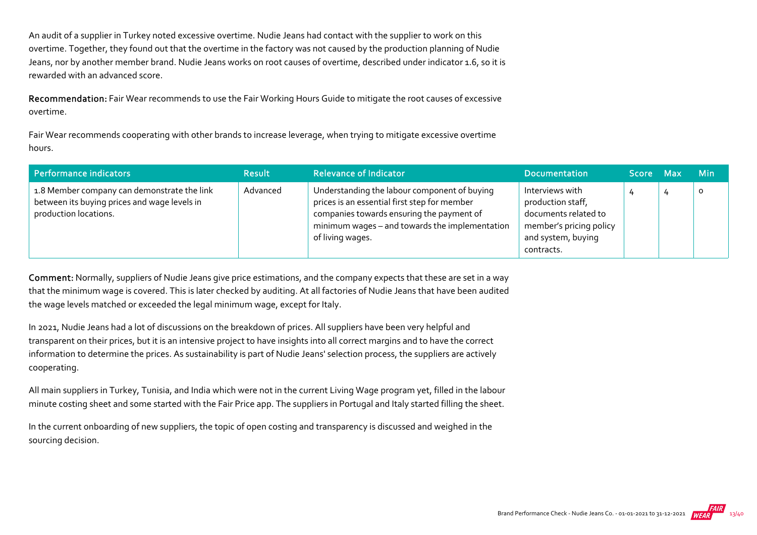An audit of a supplier in Turkey noted excessive overtime. Nudie Jeans had contact with the supplier to work on this overtime. Together, they found out that the overtime in the factory was not caused by the production planning of Nudie Jeans, nor by another member brand. Nudie Jeans works on root causes of overtime, described under indicator 1.6, so it is rewarded with an advanced score.

**Recommendation:** Fair Wear recommends to use the Fair Working Hours Guide to mitigate the root causes of excessive overtime.

Fair Wear recommends cooperating with other brands to increase leverage, when trying to mitigate excessive overtime hours.

| Performance indicators | Result | Relevance of Indicator | Documentation | Score | Max | Min |
|---|---|---|---|---|---|---|
| 1.8 Member company can demonstrate the link between its buying prices and wage levels in production locations. | Advanced | Understanding the labour component of buying prices is an essential first step for member companies towards ensuring the payment of minimum wages – and towards the implementation of living wages. | Interviews with production staff, documents related to member's pricing policy and system, buying contracts. | 4 | 4 | 0 |

**Comment:** Normally, suppliers of Nudie Jeans give price estimations, and the company expects that these are set in a way that the minimum wage is covered. This is later checked by auditing. At all factories of Nudie Jeans that have been audited the wage levels matched or exceeded the legal minimum wage, except for Italy.

In 2021, Nudie Jeans had a lot of discussions on the breakdown of prices. All suppliers have been very helpful and transparent on their prices, but it is an intensive project to have insights into all correct margins and to have the correct information to determine the prices. As sustainability is part of Nudie Jeans' selection process, the suppliers are actively cooperating.

All main suppliers in Turkey, Tunisia, and India which were not in the current Living Wage program yet, filled in the labour minute costing sheet and some started with the Fair Price app. The suppliers in Portugal and Italy started filling the sheet.

In the current onboarding of new suppliers, the topic of open costing and transparency is discussed and weighed in the sourcing decision.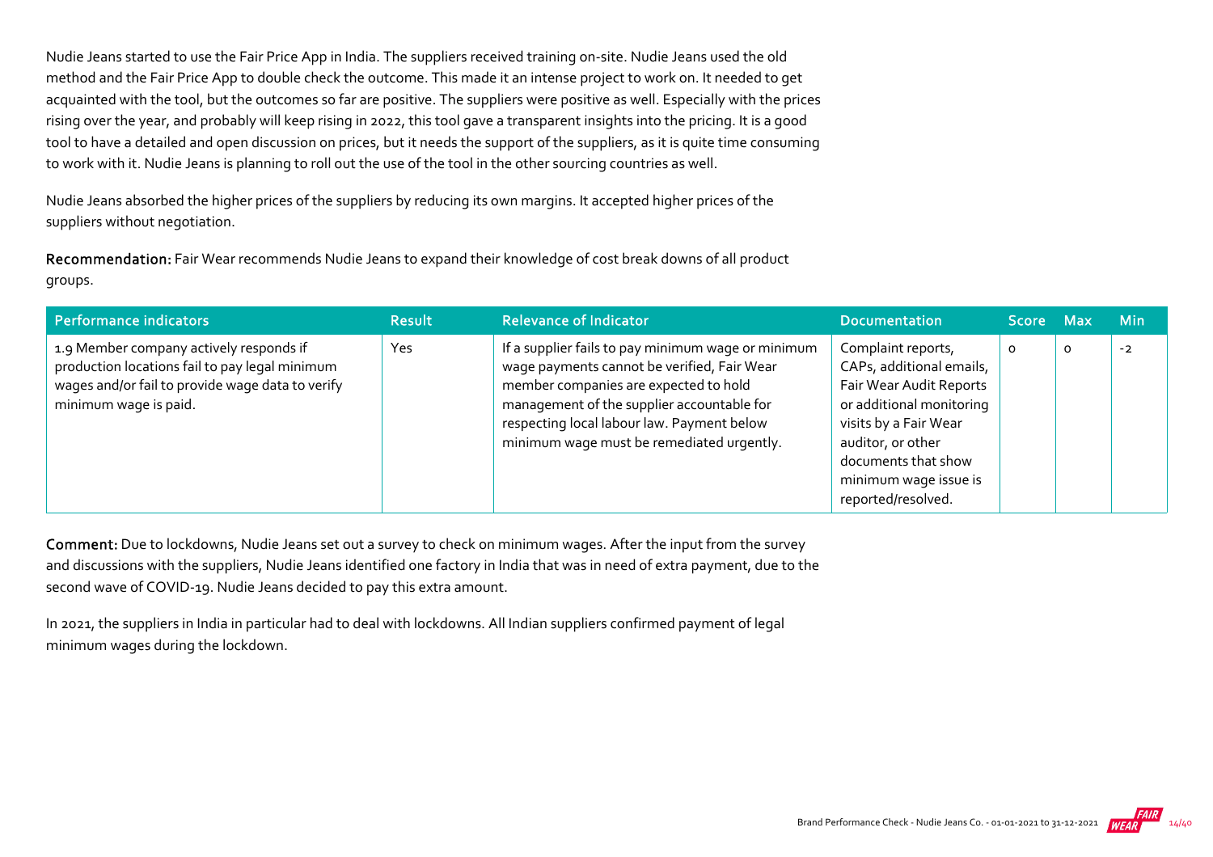Nudie Jeans started to use the Fair Price App in India. The suppliers received training on-site. Nudie Jeans used the old method and the Fair Price App to double check the outcome. This made it an intense project to work on. It needed to get acquainted with the tool, but the outcomes so far are positive. The suppliers were positive as well. Especially with the prices rising over the year, and probably will keep rising in 2022, this tool gave a transparent insights into the pricing. It is a good tool to have a detailed and open discussion on prices, but it needs the support of the suppliers, as it is quite time consuming to work with it. Nudie Jeans is planning to roll out the use of the tool in the other sourcing countries as well.

Nudie Jeans absorbed the higher prices of the suppliers by reducing its own margins. It accepted higher prices of the suppliers without negotiation.

**Recommendation:** Fair Wear recommends Nudie Jeans to expand their knowledge of cost break downs of all product groups.

| Performance indicators | Result | Relevance of Indicator | Documentation | Score | Max | Min |
|---|---|---|---|---|---|---|
| 1.9 Member company actively responds if production locations fail to pay legal minimum wages and/or fail to provide wage data to verify minimum wage is paid. | Yes | If a supplier fails to pay minimum wage or minimum wage payments cannot be verified, Fair Wear member companies are expected to hold management of the supplier accountable for respecting local labour law. Payment below minimum wage must be remediated urgently. | Complaint reports, CAPs, additional emails, Fair Wear Audit Reports or additional monitoring visits by a Fair Wear auditor, or other documents that show minimum wage issue is reported/resolved. | 0 | 0 | -2 |

**Comment:** Due to lockdowns, Nudie Jeans set out a survey to check on minimum wages. After the input from the survey and discussions with the suppliers, Nudie Jeans identified one factory in India that was in need of extra payment, due to the second wave of COVID-19. Nudie Jeans decided to pay this extra amount.

In 2021, the suppliers in India in particular had to deal with lockdowns. All Indian suppliers confirmed payment of legal minimum wages during the lockdown.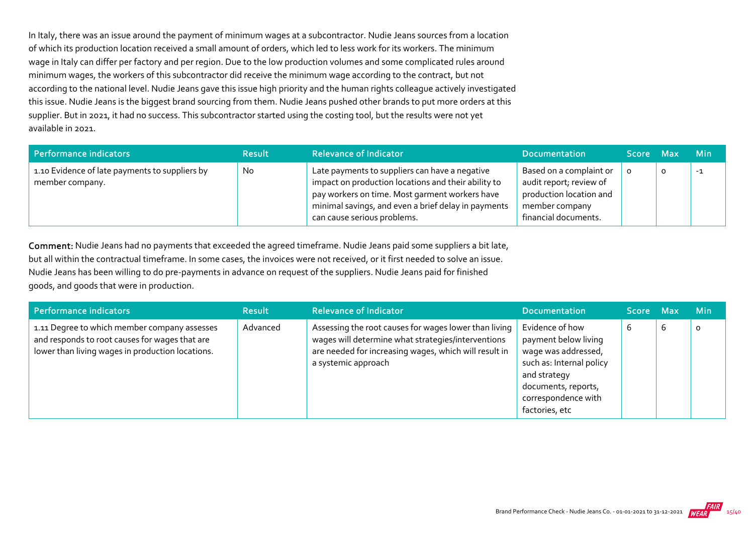In Italy, there was an issue around the payment of minimum wages at a subcontractor. Nudie Jeans sources from a location of which its production location received a small amount of orders, which led to less work for its workers. The minimum wage in Italy can differ per factory and per region. Due to the low production volumes and some complicated rules around minimum wages, the workers of this subcontractor did receive the minimum wage according to the contract, but not according to the national level. Nudie Jeans gave this issue high priority and the human rights colleague actively investigated this issue. Nudie Jeans is the biggest brand sourcing from them. Nudie Jeans pushed other brands to put more orders at this supplier. But in 2021, it had no success. This subcontractor started using the costing tool, but the results were not yet available in 2021.

| Performance indicators | Result | Relevance of Indicator | Documentation | Score | Max | Min |
|---|---|---|---|---|---|---|
| 1.10 Evidence of late payments to suppliers by member company. | No | Late payments to suppliers can have a negative impact on production locations and their ability to pay workers on time. Most garment workers have minimal savings, and even a brief delay in payments can cause serious problems. | Based on a complaint or audit report; review of production location and member company financial documents. | 0 | 0 | -1 |

**Comment:** Nudie Jeans had no payments that exceeded the agreed timeframe. Nudie Jeans paid some suppliers a bit late, but all within the contractual timeframe. In some cases, the invoices were not received, or it first needed to solve an issue. Nudie Jeans has been willing to do pre-payments in advance on request of the suppliers. Nudie Jeans paid for finished goods, and goods that were in production.

| Performance indicators | Result | Relevance of Indicator | Documentation | Score | Max | Min |
|---|---|---|---|---|---|---|
| 1.11 Degree to which member company assesses and responds to root causes for wages that are lower than living wages in production locations. | Advanced | Assessing the root causes for wages lower than living wages will determine what strategies/interventions are needed for increasing wages, which will result in a systemic approach | Evidence of how payment below living wage was addressed, such as: Internal policy and strategy documents, reports, correspondence with factories, etc | 6 | 6 | 0 |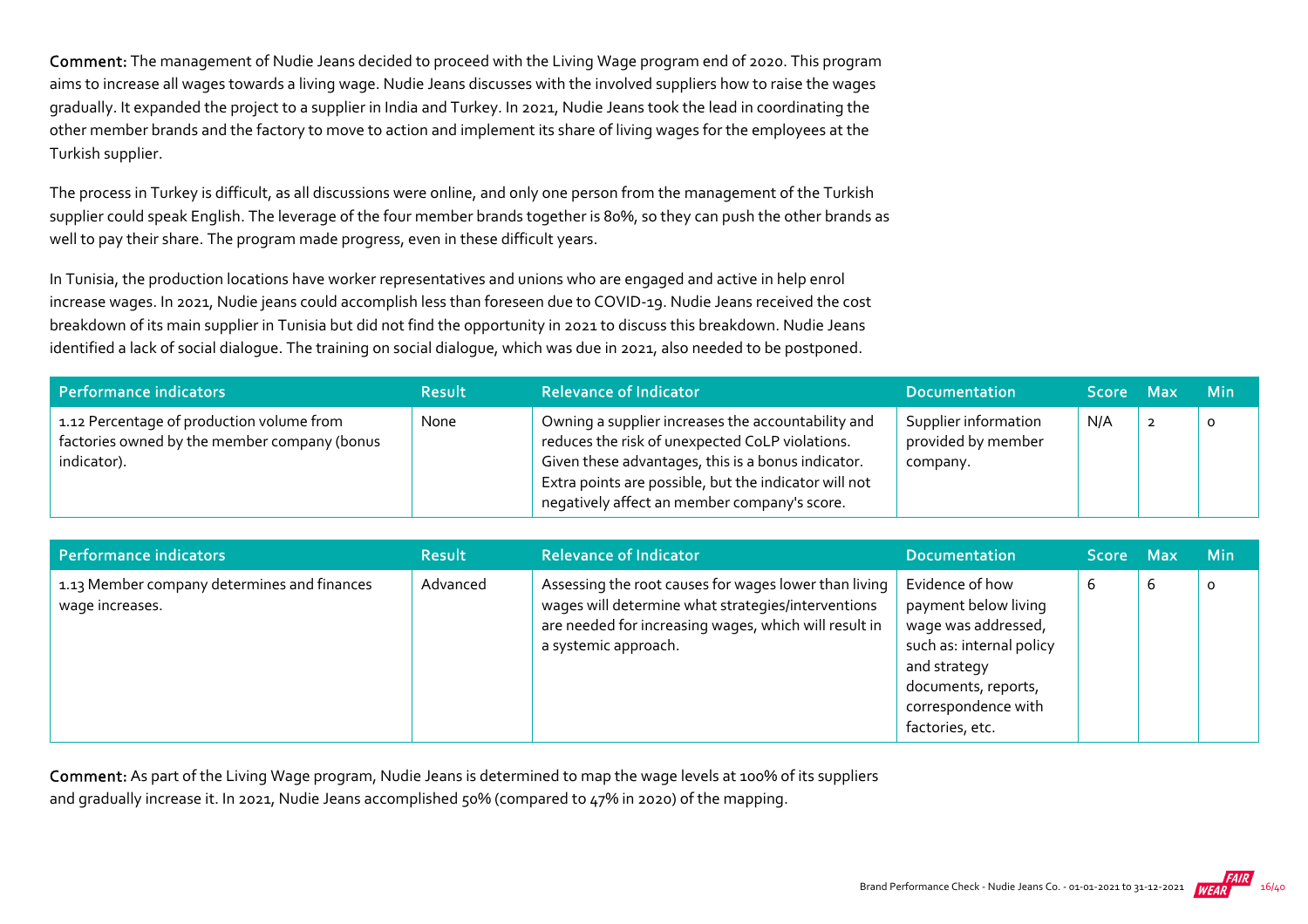**Comment:** The management of Nudie Jeans decided to proceed with the Living Wage program end of 2020. This program aims to increase all wages towards a living wage. Nudie Jeans discusses with the involved suppliers how to raise the wages gradually. It expanded the project to a supplier in India and Turkey. In 2021, Nudie Jeans took the lead in coordinating the other member brands and the factory to move to action and implement its share of living wages for the employees at the Turkish supplier.

The process in Turkey is difficult, as all discussions were online, and only one person from the management of the Turkish supplier could speak English. The leverage of the four member brands together is 80%, so they can push the other brands as well to pay their share. The program made progress, even in these difficult years.

In Tunisia, the production locations have worker representatives and unions who are engaged and active in help enrol increase wages. In 2021, Nudie jeans could accomplish less than foreseen due to COVID-19. Nudie Jeans received the cost breakdown of its main supplier in Tunisia but did not find the opportunity in 2021 to discuss this breakdown. Nudie Jeans identified a lack of social dialogue. The training on social dialogue, which was due in 2021, also needed to be postponed.

| Performance indicators | Result | Relevance of Indicator | Documentation | Score | Max | Min |
|---|---|---|---|---|---|---|
| 1.12 Percentage of production volume from factories owned by the member company (bonus indicator). | None | Owning a supplier increases the accountability and reduces the risk of unexpected CoLP violations. Given these advantages, this is a bonus indicator. Extra points are possible, but the indicator will not negatively affect an member company's score. | Supplier information provided by member company. | N/A | 2 | 0 |

| Performance indicators | Result | Relevance of Indicator | Documentation | Score | Max | Min |
|---|---|---|---|---|---|---|
| 1.13 Member company determines and finances wage increases. | Advanced | Assessing the root causes for wages lower than living wages will determine what strategies/interventions are needed for increasing wages, which will result in a systemic approach. | Evidence of how payment below living wage was addressed, such as: internal policy and strategy documents, reports, correspondence with factories, etc. | 6 | 6 | 0 |

**Comment:** As part of the Living Wage program, Nudie Jeans is determined to map the wage levels at 100% of its suppliers and gradually increase it. In 2021, Nudie Jeans accomplished 50% (compared to 47% in 2020) of the mapping.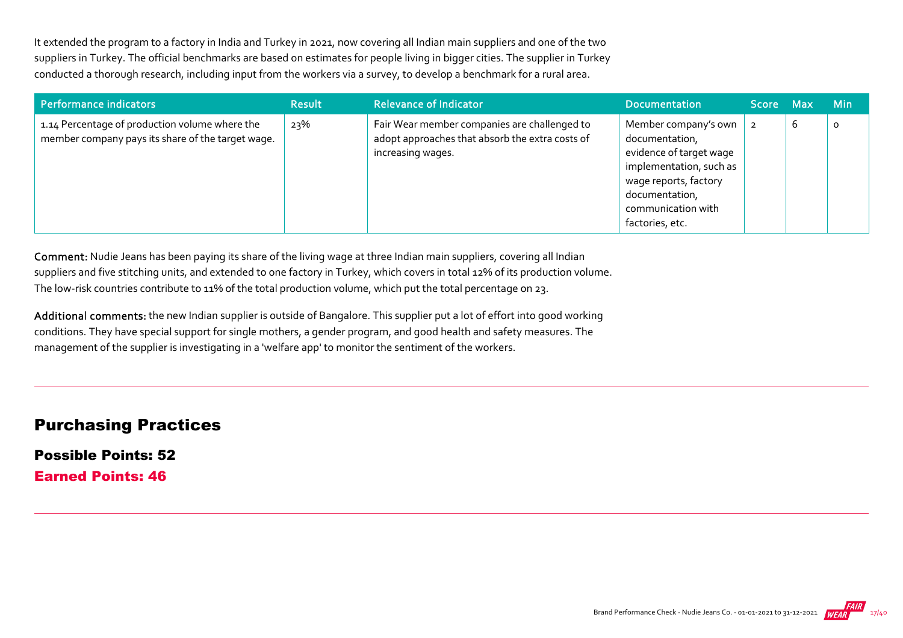It extended the program to a factory in India and Turkey in 2021, now covering all Indian main suppliers and one of the two suppliers in Turkey. The official benchmarks are based on estimates for people living in bigger cities. The supplier in Turkey conducted a thorough research, including input from the workers via a survey, to develop a benchmark for a rural area.

| Performance indicators | Result | Relevance of Indicator | Documentation | Score | Max | Min |
|---|---|---|---|---|---|---|
| 1.14 Percentage of production volume where the member company pays its share of the target wage. | 23% | Fair Wear member companies are challenged to adopt approaches that absorb the extra costs of increasing wages. | Member company's own documentation, evidence of target wage implementation, such as wage reports, factory documentation, communication with factories, etc. | 2 | 6 | 0 |

**Comment:** Nudie Jeans has been paying its share of the living wage at three Indian main suppliers, covering all Indian suppliers and five stitching units, and extended to one factory in Turkey, which covers in total 12% of its production volume. The low-risk countries contribute to 11% of the total production volume, which put the total percentage on 23.

**Additional comments:** the new Indian supplier is outside of Bangalore. This supplier put a lot of effort into good working conditions. They have special support for single mothers, a gender program, and good health and safety measures. The management of the supplier is investigating in a 'welfare app' to monitor the sentiment of the workers.

## Purchasing Practices

### Possible Points: 52

### Earned Points: 46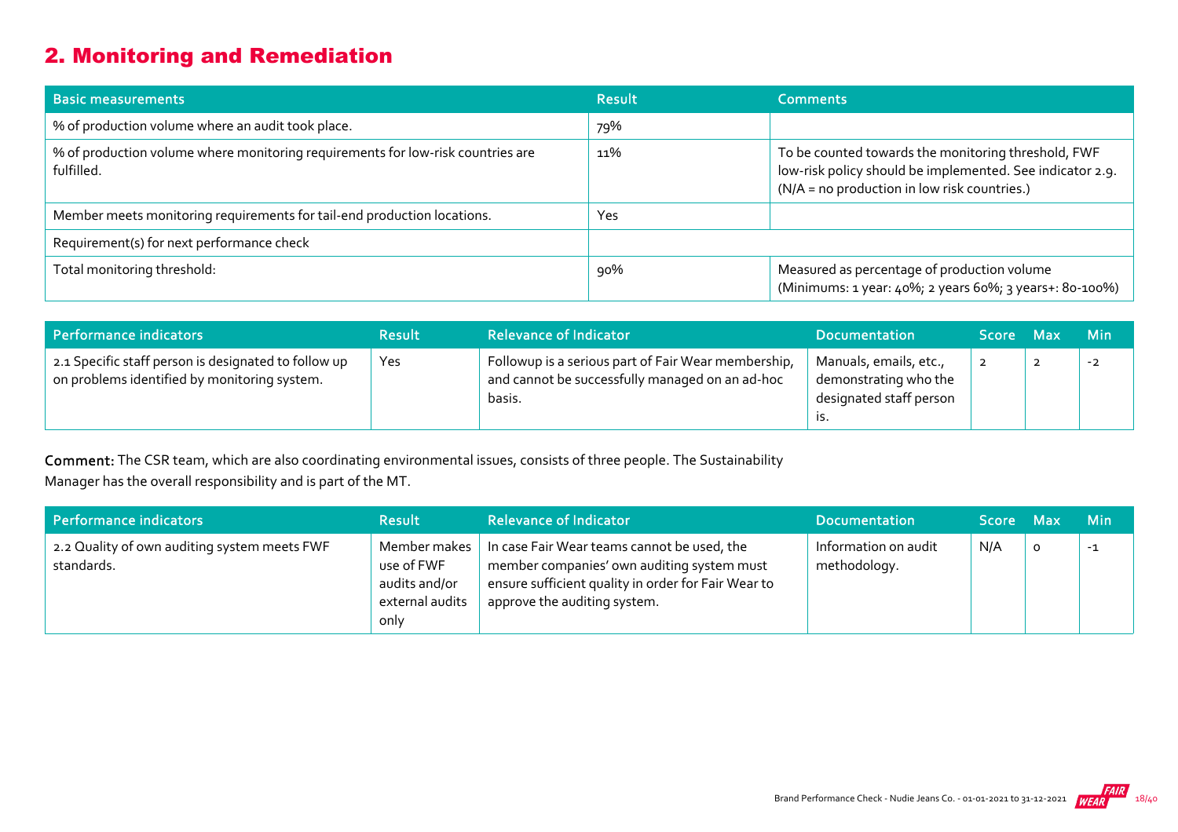## 2. Monitoring and Remediation

| Basic measurements | Result | Comments |
|---|---|---|
| % of production volume where an audit took place. | 79% | |
| % of production volume where monitoring requirements for low-risk countries are fulfilled. | 11% | To be counted towards the monitoring threshold, FWF low-risk policy should be implemented. See indicator 2.9. (N/A = no production in low risk countries.) |
| Member meets monitoring requirements for tail-end production locations. | Yes | |
| Requirement(s) for next performance check | | |
| Total monitoring threshold: | 90% | Measured as percentage of production volume (Minimums: 1 year: 40%; 2 years 60%; 3 years+: 80-100%) |

| Performance indicators | Result | Relevance of Indicator | Documentation | Score | Max | Min |
|---|---|---|---|---|---|---|
| 2.1 Specific staff person is designated to follow up on problems identified by monitoring system. | Yes | Followup is a serious part of Fair Wear membership, and cannot be successfully managed on an ad-hoc basis. | Manuals, emails, etc., demonstrating who the designated staff person is. | 2 | 2 | -2 |

**Comment:** The CSR team, which are also coordinating environmental issues, consists of three people. The Sustainability Manager has the overall responsibility and is part of the MT.

| Performance indicators | Result | Relevance of Indicator | Documentation | Score | Max | Min |
|---|---|---|---|---|---|---|
| 2.2 Quality of own auditing system meets FWF standards. | Member makes use of FWF audits and/or external audits only | In case Fair Wear teams cannot be used, the member companies' own auditing system must ensure sufficient quality in order for Fair Wear to approve the auditing system. | Information on audit methodology. | N/A | 0 | -1 |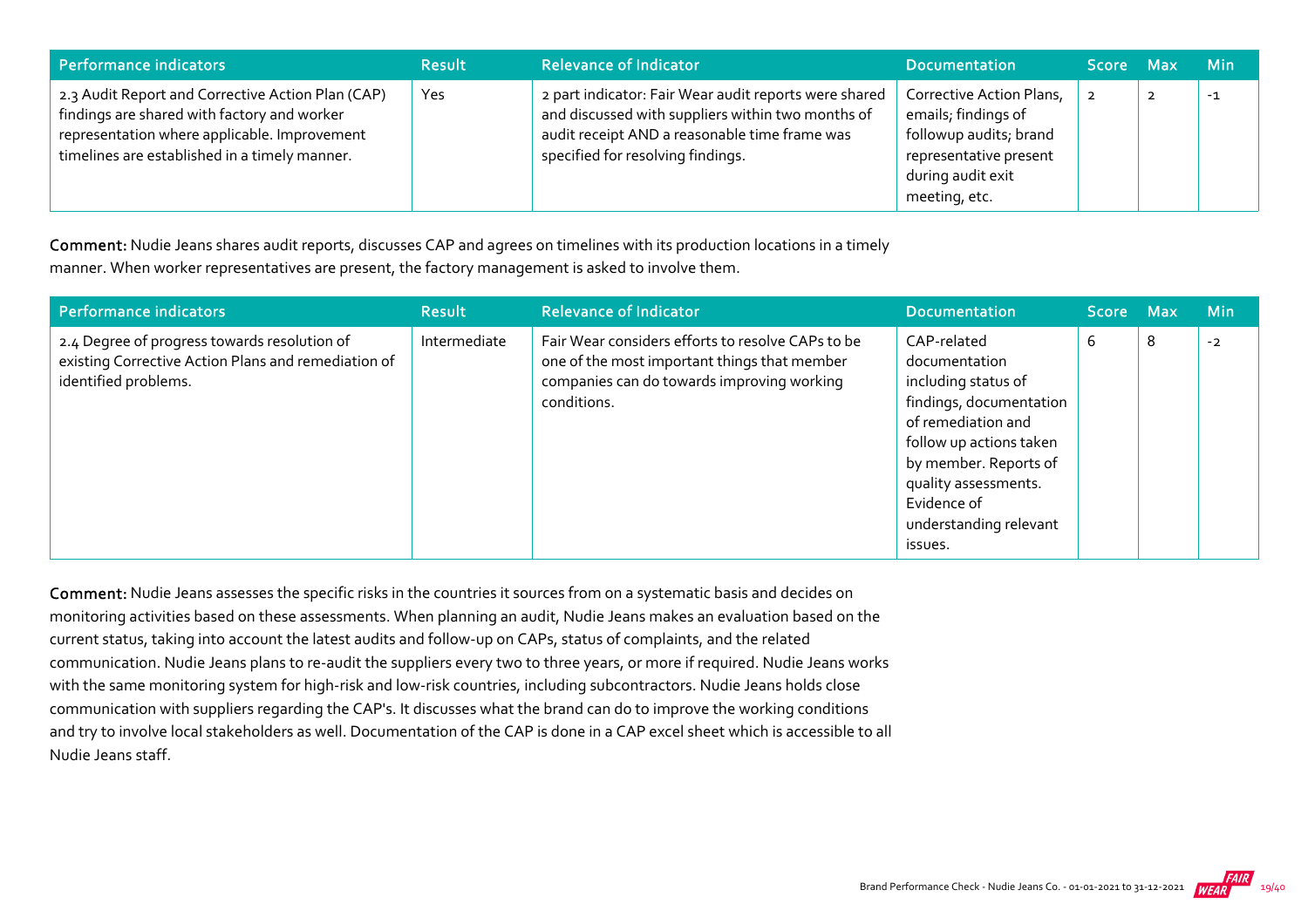| Performance indicators | Result | Relevance of Indicator | Documentation | Score | Max | Min |
|---|---|---|---|---|---|---|
| 2.3 Audit Report and Corrective Action Plan (CAP) findings are shared with factory and worker representation where applicable. Improvement timelines are established in a timely manner. | Yes | 2 part indicator: Fair Wear audit reports were shared and discussed with suppliers within two months of audit receipt AND a reasonable time frame was specified for resolving findings. | Corrective Action Plans, emails; findings of followup audits; brand representative present during audit exit meeting, etc. | 2 | 2 | -1 |

**Comment:** Nudie Jeans shares audit reports, discusses CAP and agrees on timelines with its production locations in a timely manner. When worker representatives are present, the factory management is asked to involve them.

| Performance indicators | Result | Relevance of Indicator | Documentation | Score | Max | Min |
|---|---|---|---|---|---|---|
| 2.4 Degree of progress towards resolution of existing Corrective Action Plans and remediation of identified problems. | Intermediate | Fair Wear considers efforts to resolve CAPs to be one of the most important things that member companies can do towards improving working conditions. | CAP-related documentation including status of findings, documentation of remediation and follow up actions taken by member. Reports of quality assessments. Evidence of understanding relevant issues. | 6 | 8 | -2 |

**Comment:** Nudie Jeans assesses the specific risks in the countries it sources from on a systematic basis and decides on monitoring activities based on these assessments. When planning an audit, Nudie Jeans makes an evaluation based on the current status, taking into account the latest audits and follow-up on CAPs, status of complaints, and the related communication. Nudie Jeans plans to re-audit the suppliers every two to three years, or more if required. Nudie Jeans works with the same monitoring system for high-risk and low-risk countries, including subcontractors. Nudie Jeans holds close communication with suppliers regarding the CAP's. It discusses what the brand can do to improve the working conditions and try to involve local stakeholders as well. Documentation of the CAP is done in a CAP excel sheet which is accessible to all Nudie Jeans staff.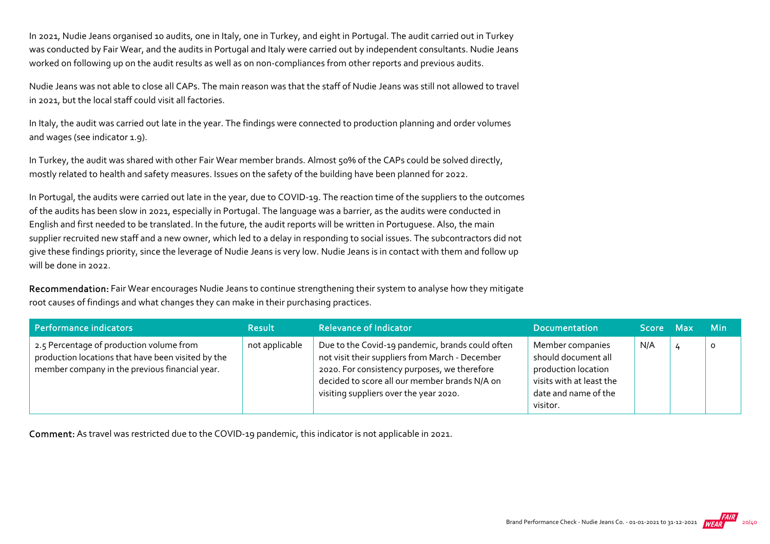In 2021, Nudie Jeans organised 10 audits, one in Italy, one in Turkey, and eight in Portugal. The audit carried out in Turkey was conducted by Fair Wear, and the audits in Portugal and Italy were carried out by independent consultants. Nudie Jeans worked on following up on the audit results as well as on non-compliances from other reports and previous audits.

Nudie Jeans was not able to close all CAPs. The main reason was that the staff of Nudie Jeans was still not allowed to travel in 2021, but the local staff could visit all factories.

In Italy, the audit was carried out late in the year. The findings were connected to production planning and order volumes and wages (see indicator 1.9).

In Turkey, the audit was shared with other Fair Wear member brands. Almost 50% of the CAPs could be solved directly, mostly related to health and safety measures. Issues on the safety of the building have been planned for 2022.

In Portugal, the audits were carried out late in the year, due to COVID-19. The reaction time of the suppliers to the outcomes of the audits has been slow in 2021, especially in Portugal. The language was a barrier, as the audits were conducted in English and first needed to be translated. In the future, the audit reports will be written in Portuguese. Also, the main supplier recruited new staff and a new owner, which led to a delay in responding to social issues. The subcontractors did not give these findings priority, since the leverage of Nudie Jeans is very low. Nudie Jeans is in contact with them and follow up will be done in 2022.

**Recommendation:** Fair Wear encourages Nudie Jeans to continue strengthening their system to analyse how they mitigate root causes of findings and what changes they can make in their purchasing practices.

| Performance indicators | Result | Relevance of Indicator | Documentation | Score | Max | Min |
|---|---|---|---|---|---|---|
| 2.5 Percentage of production volume from production locations that have been visited by the member company in the previous financial year. | not applicable | Due to the Covid-19 pandemic, brands could often not visit their suppliers from March - December 2020. For consistency purposes, we therefore decided to score all our member brands N/A on visiting suppliers over the year 2020. | Member companies should document all production location visits with at least the date and name of the visitor. | N/A | 4 | 0 |

**Comment:** As travel was restricted due to the COVID-19 pandemic, this indicator is not applicable in 2021.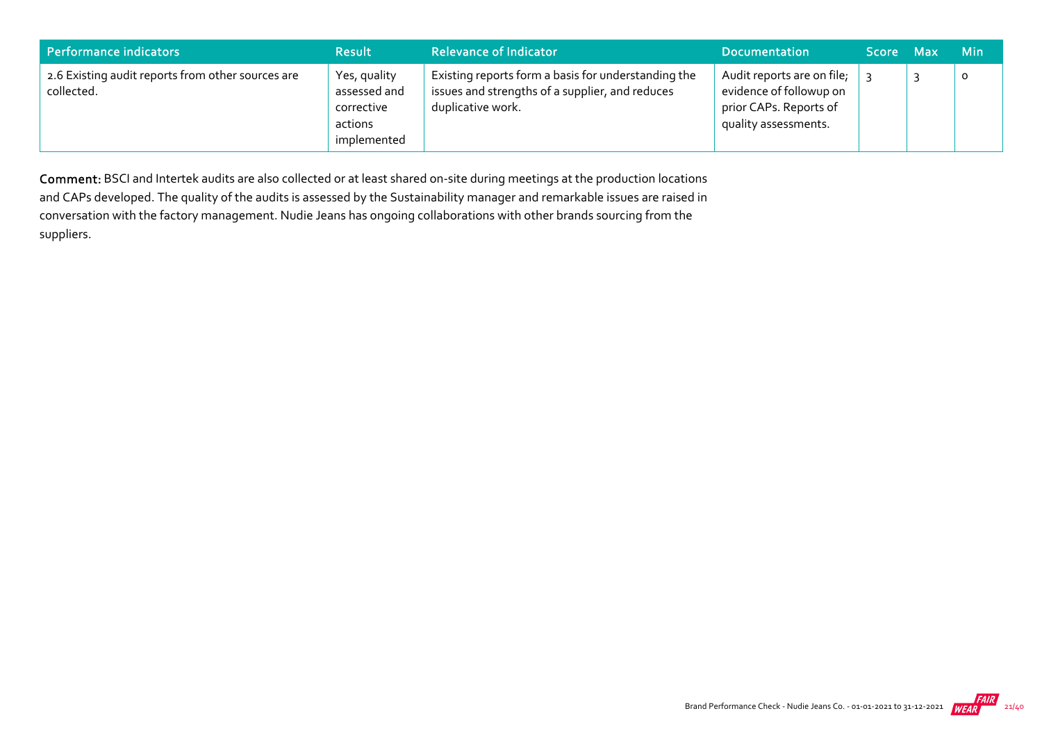| Performance indicators | Result | Relevance of Indicator | Documentation | Score | Max | Min |
|---|---|---|---|---|---|---|
| 2.6 Existing audit reports from other sources are collected. | Yes, quality assessed and corrective actions implemented | Existing reports form a basis for understanding the issues and strengths of a supplier, and reduces duplicative work. | Audit reports are on file; evidence of followup on prior CAPs. Reports of quality assessments. | 3 | 3 | 0 |

**Comment:** BSCI and Intertek audits are also collected or at least shared on-site during meetings at the production locations and CAPs developed. The quality of the audits is assessed by the Sustainability manager and remarkable issues are raised in conversation with the factory management. Nudie Jeans has ongoing collaborations with other brands sourcing from the suppliers.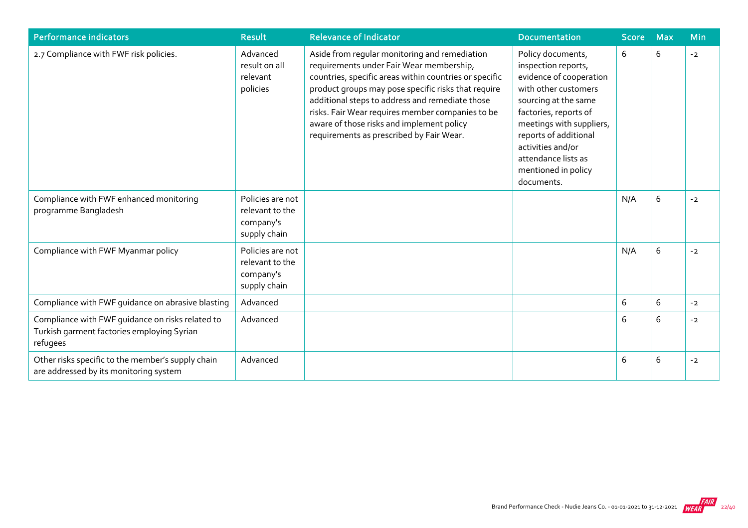| Performance indicators | Result | Relevance of Indicator | Documentation | Score | Max | Min |
|---|---|---|---|---|---|---|
| 2.7 Compliance with FWF risk policies. | Advanced result on all relevant policies | Aside from regular monitoring and remediation requirements under Fair Wear membership, countries, specific areas within countries or specific product groups may pose specific risks that require additional steps to address and remediate those risks. Fair Wear requires member companies to be aware of those risks and implement policy requirements as prescribed by Fair Wear. | Policy documents, inspection reports, evidence of cooperation with other customers sourcing at the same factories, reports of meetings with suppliers, reports of additional activities and/or attendance lists as mentioned in policy documents. | 6 | 6 | -2 |
| Compliance with FWF enhanced monitoring programme Bangladesh | Policies are not relevant to the company's supply chain | | | N/A | 6 | -2 |
| Compliance with FWF Myanmar policy | Policies are not relevant to the company's supply chain | | | N/A | 6 | -2 |
| Compliance with FWF guidance on abrasive blasting | Advanced | | | 6 | 6 | -2 |
| Compliance with FWF guidance on risks related to Turkish garment factories employing Syrian refugees | Advanced | | | 6 | 6 | -2 |
| Other risks specific to the member's supply chain are addressed by its monitoring system | Advanced | | | 6 | 6 | -2 |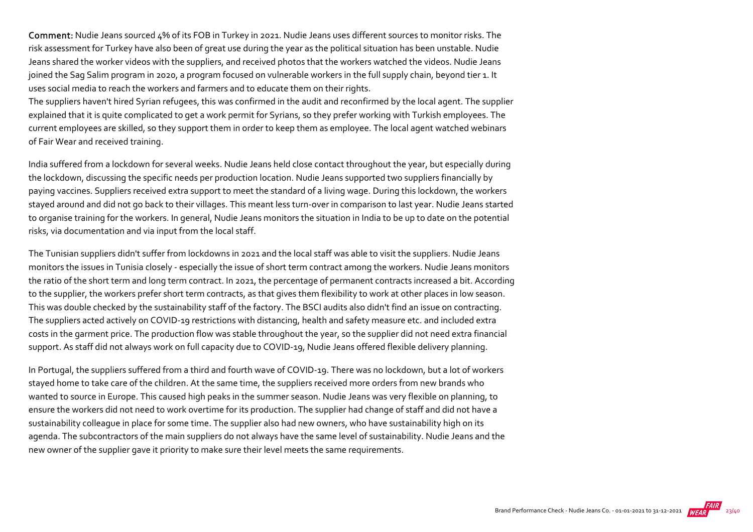**Comment:** Nudie Jeans sourced 4% of its FOB in Turkey in 2021. Nudie Jeans uses different sources to monitor risks. The risk assessment for Turkey have also been of great use during the year as the political situation has been unstable. Nudie Jeans shared the worker videos with the suppliers, and received photos that the workers watched the videos. Nudie Jeans joined the Sag Salim program in 2020, a program focused on vulnerable workers in the full supply chain, beyond tier 1. It uses social media to reach the workers and farmers and to educate them on their rights.
The suppliers haven't hired Syrian refugees, this was confirmed in the audit and reconfirmed by the local agent. The supplier explained that it is quite complicated to get a work permit for Syrians, so they prefer working with Turkish employees. The current employees are skilled, so they support them in order to keep them as employee. The local agent watched webinars of Fair Wear and received training.

India suffered from a lockdown for several weeks. Nudie Jeans held close contact throughout the year, but especially during the lockdown, discussing the specific needs per production location. Nudie Jeans supported two suppliers financially by paying vaccines. Suppliers received extra support to meet the standard of a living wage. During this lockdown, the workers stayed around and did not go back to their villages. This meant less turn-over in comparison to last year. Nudie Jeans started to organise training for the workers. In general, Nudie Jeans monitors the situation in India to be up to date on the potential risks, via documentation and via input from the local staff.

The Tunisian suppliers didn't suffer from lockdowns in 2021 and the local staff was able to visit the suppliers. Nudie Jeans monitors the issues in Tunisia closely - especially the issue of short term contract among the workers. Nudie Jeans monitors the ratio of the short term and long term contract. In 2021, the percentage of permanent contracts increased a bit. According to the supplier, the workers prefer short term contracts, as that gives them flexibility to work at other places in low season. This was double checked by the sustainability staff of the factory. The BSCI audits also didn't find an issue on contracting. The suppliers acted actively on COVID-19 restrictions with distancing, health and safety measure etc. and included extra costs in the garment price. The production flow was stable throughout the year, so the supplier did not need extra financial support. As staff did not always work on full capacity due to COVID-19, Nudie Jeans offered flexible delivery planning.

In Portugal, the suppliers suffered from a third and fourth wave of COVID-19. There was no lockdown, but a lot of workers stayed home to take care of the children. At the same time, the suppliers received more orders from new brands who wanted to source in Europe. This caused high peaks in the summer season. Nudie Jeans was very flexible on planning, to ensure the workers did not need to work overtime for its production. The supplier had change of staff and did not have a sustainability colleague in place for some time. The supplier also had new owners, who have sustainability high on its agenda. The subcontractors of the main suppliers do not always have the same level of sustainability. Nudie Jeans and the new owner of the supplier gave it priority to make sure their level meets the same requirements.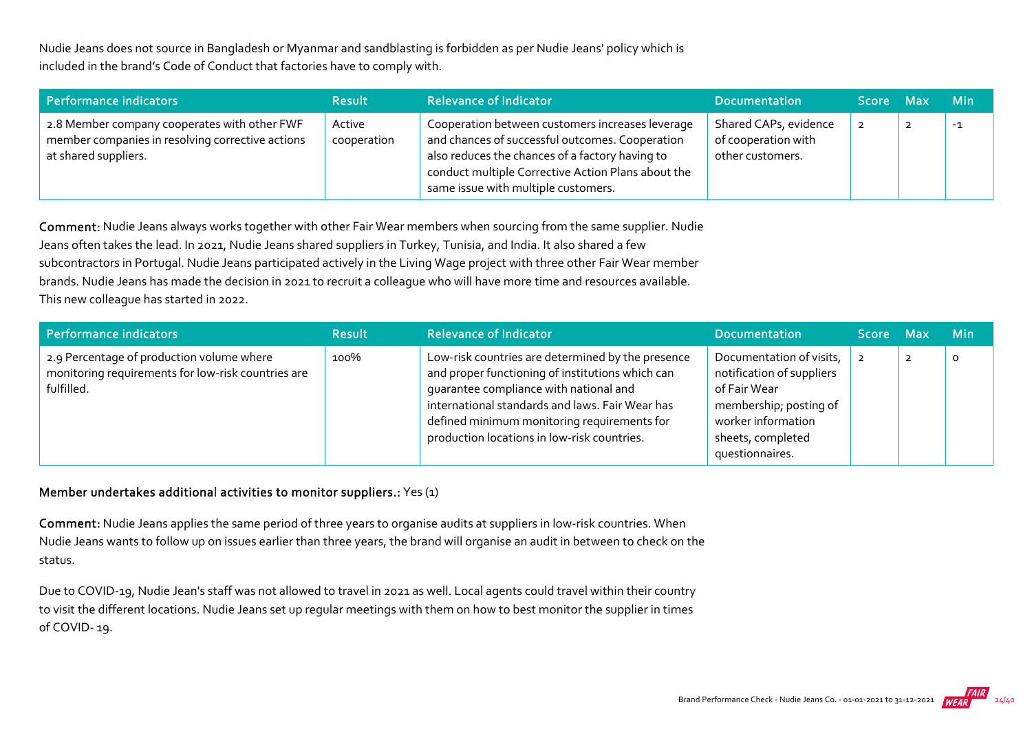Nudie Jeans does not source in Bangladesh or Myanmar and sandblasting is forbidden as per Nudie Jeans' policy which is included in the brand's Code of Conduct that factories have to comply with.

| Performance indicators | Result | Relevance of Indicator | Documentation | Score | Max | Min |
|---|---|---|---|---|---|---|
| 2.8 Member company cooperates with other FWF member companies in resolving corrective actions at shared suppliers. | Active cooperation | Cooperation between customers increases leverage and chances of successful outcomes. Cooperation also reduces the chances of a factory having to conduct multiple Corrective Action Plans about the same issue with multiple customers. | Shared CAPs, evidence of cooperation with other customers. | 2 | 2 | -1 |

**Comment:** Nudie Jeans always works together with other Fair Wear members when sourcing from the same supplier. Nudie Jeans often takes the lead. In 2021, Nudie Jeans shared suppliers in Turkey, Tunisia, and India. It also shared a few subcontractors in Portugal. Nudie Jeans participated actively in the Living Wage project with three other Fair Wear member brands. Nudie Jeans has made the decision in 2021 to recruit a colleague who will have more time and resources available. This new colleague has started in 2022.

| Performance indicators | Result | Relevance of Indicator | Documentation | Score | Max | Min |
|---|---|---|---|---|---|---|
| 2.9 Percentage of production volume where monitoring requirements for low-risk countries are fulfilled. | 100% | Low-risk countries are determined by the presence and proper functioning of institutions which can guarantee compliance with national and international standards and laws. Fair Wear has defined minimum monitoring requirements for production locations in low-risk countries. | Documentation of visits, notification of suppliers of Fair Wear membership; posting of worker information sheets, completed questionnaires. | 2 | 2 | 0 |

**Member undertakes additional activities to monitor suppliers.:** Yes (1)

**Comment:** Nudie Jeans applies the same period of three years to organise audits at suppliers in low-risk countries. When Nudie Jeans wants to follow up on issues earlier than three years, the brand will organise an audit in between to check on the status.

Due to COVID-19, Nudie Jean's staff was not allowed to travel in 2021 as well. Local agents could travel within their country to visit the different locations. Nudie Jeans set up regular meetings with them on how to best monitor the supplier in times of COVID- 19.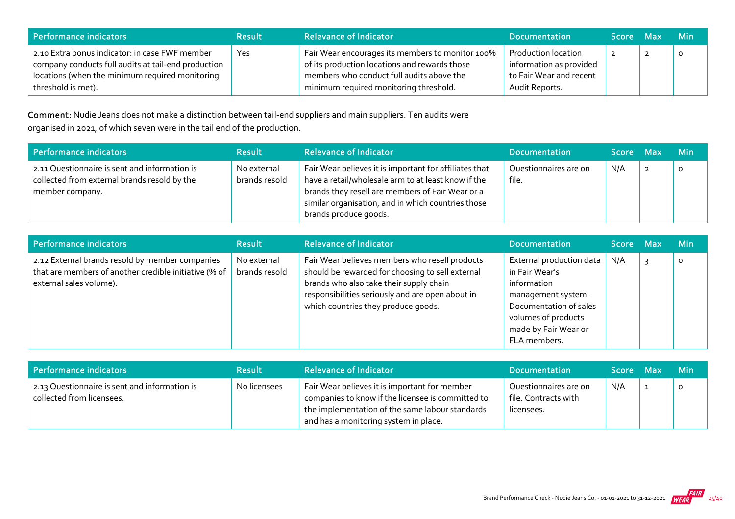| Performance indicators | Result | Relevance of Indicator | Documentation | Score | Max | Min |
|---|---|---|---|---|---|---|
| 2.10 Extra bonus indicator: in case FWF member company conducts full audits at tail-end production locations (when the minimum required monitoring threshold is met). | Yes | Fair Wear encourages its members to monitor 100% of its production locations and rewards those members who conduct full audits above the minimum required monitoring threshold. | Production location information as provided to Fair Wear and recent Audit Reports. | 2 | 2 | 0 |

**Comment:** Nudie Jeans does not make a distinction between tail-end suppliers and main suppliers. Ten audits were organised in 2021, of which seven were in the tail end of the production.

| Performance indicators | Result | Relevance of Indicator | Documentation | Score | Max | Min |
|---|---|---|---|---|---|---|
| 2.11 Questionnaire is sent and information is collected from external brands resold by the member company. | No external brands resold | Fair Wear believes it is important for affiliates that have a retail/wholesale arm to at least know if the brands they resell are members of Fair Wear or a similar organisation, and in which countries those brands produce goods. | Questionnaires are on file. | N/A | 2 | 0 |

| Performance indicators | Result | Relevance of Indicator | Documentation | Score | Max | Min |
|---|---|---|---|---|---|---|
| 2.12 External brands resold by member companies that are members of another credible initiative (% of external sales volume). | No external brands resold | Fair Wear believes members who resell products should be rewarded for choosing to sell external brands who also take their supply chain responsibilities seriously and are open about in which countries they produce goods. | External production data in Fair Wear's information management system. Documentation of sales volumes of products made by Fair Wear or FLA members. | N/A | 3 | 0 |

| Performance indicators | Result | Relevance of Indicator | Documentation | Score | Max | Min |
|---|---|---|---|---|---|---|
| 2.13 Questionnaire is sent and information is collected from licensees. | No licensees | Fair Wear believes it is important for member companies to know if the licensee is committed to the implementation of the same labour standards and has a monitoring system in place. | Questionnaires are on file. Contracts with licensees. | N/A | 1 | 0 |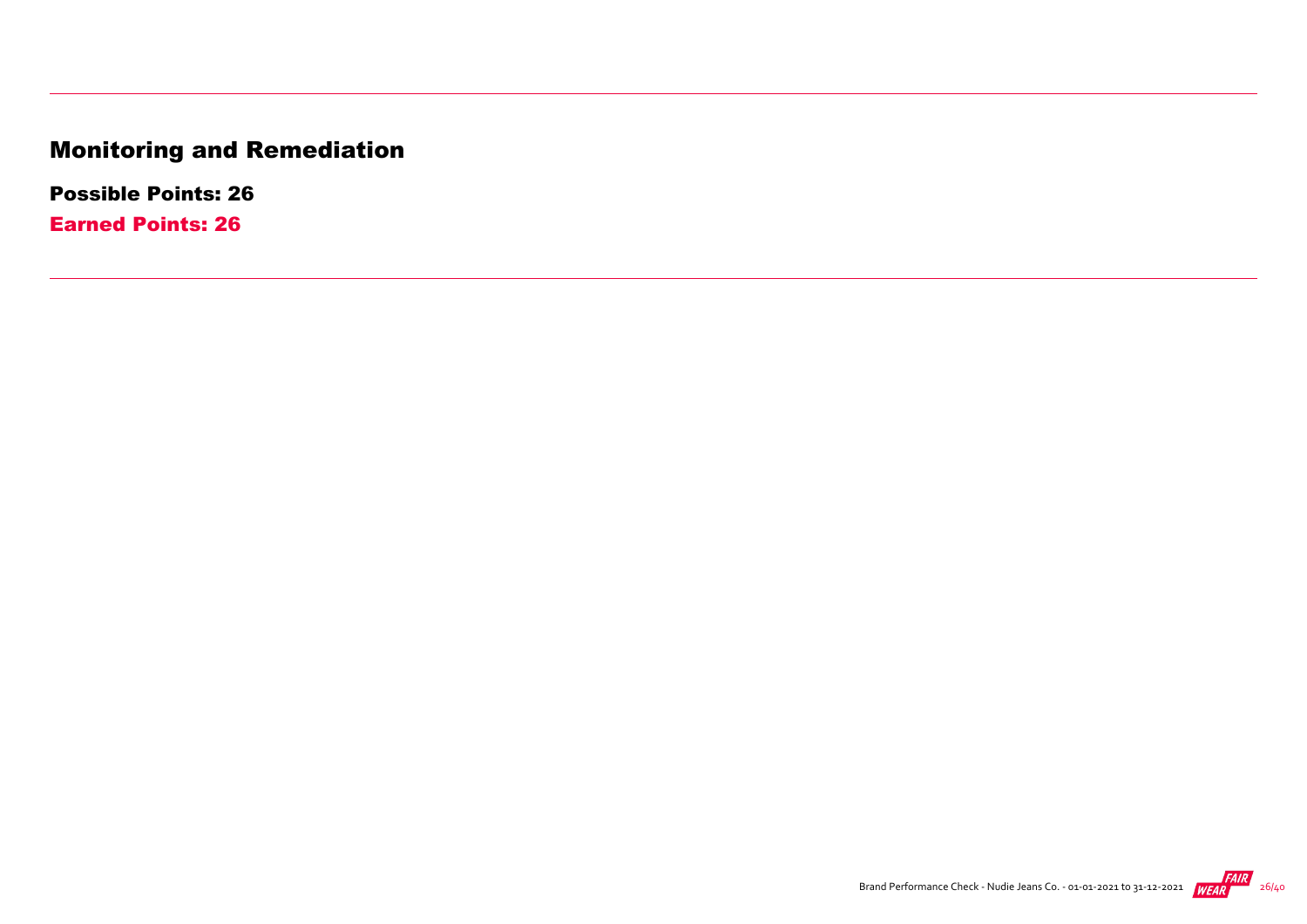# Monitoring and Remediation

**Possible Points: 26**

**Earned Points: 26**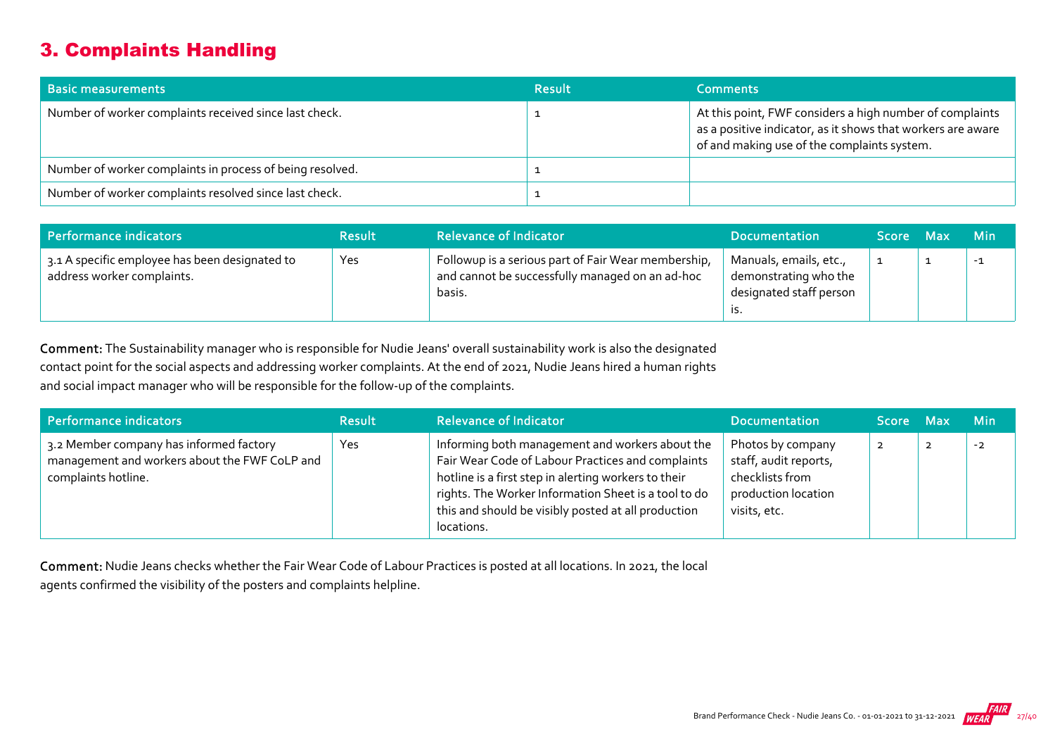## 3. Complaints Handling

| Basic measurements | Result | Comments |
|---|---|---|
| Number of worker complaints received since last check. | 1 | At this point, FWF considers a high number of complaints as a positive indicator, as it shows that workers are aware of and making use of the complaints system. |
| Number of worker complaints in process of being resolved. | 1 | |
| Number of worker complaints resolved since last check. | 1 | |

| Performance indicators | Result | Relevance of Indicator | Documentation | Score | Max | Min |
|---|---|---|---|---|---|---|
| 3.1 A specific employee has been designated to address worker complaints. | Yes | Followup is a serious part of Fair Wear membership, and cannot be successfully managed on an ad-hoc basis. | Manuals, emails, etc., demonstrating who the designated staff person is. | 1 | 1 | -1 |

**Comment:** The Sustainability manager who is responsible for Nudie Jeans' overall sustainability work is also the designated contact point for the social aspects and addressing worker complaints. At the end of 2021, Nudie Jeans hired a human rights and social impact manager who will be responsible for the follow-up of the complaints.

| Performance indicators | Result | Relevance of Indicator | Documentation | Score | Max | Min |
|---|---|---|---|---|---|---|
| 3.2 Member company has informed factory management and workers about the FWF CoLP and complaints hotline. | Yes | Informing both management and workers about the Fair Wear Code of Labour Practices and complaints hotline is a first step in alerting workers to their rights. The Worker Information Sheet is a tool to do this and should be visibly posted at all production locations. | Photos by company staff, audit reports, checklists from production location visits, etc. | 2 | 2 | -2 |

**Comment:** Nudie Jeans checks whether the Fair Wear Code of Labour Practices is posted at all locations. In 2021, the local agents confirmed the visibility of the posters and complaints helpline.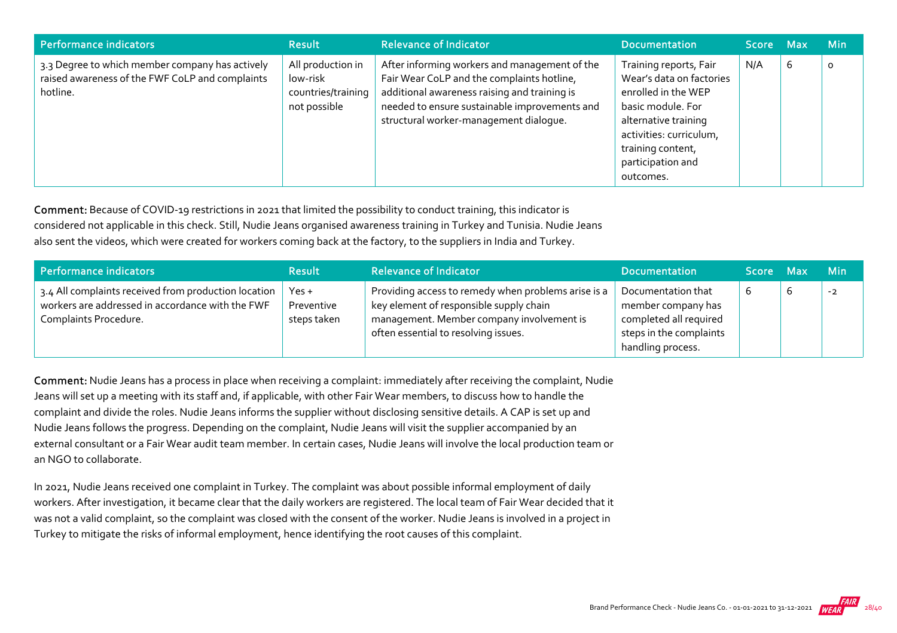| Performance indicators | Result | Relevance of Indicator | Documentation | Score | Max | Min |
|---|---|---|---|---|---|---|
| 3.3 Degree to which member company has actively raised awareness of the FWF CoLP and complaints hotline. | All production in low-risk countries/training not possible | After informing workers and management of the Fair Wear CoLP and the complaints hotline, additional awareness raising and training is needed to ensure sustainable improvements and structural worker-management dialogue. | Training reports, Fair Wear's data on factories enrolled in the WEP basic module. For alternative training activities: curriculum, training content, participation and outcomes. | N/A | 6 | 0 |

**Comment:** Because of COVID-19 restrictions in 2021 that limited the possibility to conduct training, this indicator is considered not applicable in this check. Still, Nudie Jeans organised awareness training in Turkey and Tunisia. Nudie Jeans also sent the videos, which were created for workers coming back at the factory, to the suppliers in India and Turkey.

| Performance indicators | Result | Relevance of Indicator | Documentation | Score | Max | Min |
|---|---|---|---|---|---|---|
| 3.4 All complaints received from production location workers are addressed in accordance with the FWF Complaints Procedure. | Yes + Preventive steps taken | Providing access to remedy when problems arise is a key element of responsible supply chain management. Member company involvement is often essential to resolving issues. | Documentation that member company has completed all required steps in the complaints handling process. | 6 | 6 | -2 |

**Comment:** Nudie Jeans has a process in place when receiving a complaint: immediately after receiving the complaint, Nudie Jeans will set up a meeting with its staff and, if applicable, with other Fair Wear members, to discuss how to handle the complaint and divide the roles. Nudie Jeans informs the supplier without disclosing sensitive details. A CAP is set up and Nudie Jeans follows the progress. Depending on the complaint, Nudie Jeans will visit the supplier accompanied by an external consultant or a Fair Wear audit team member. In certain cases, Nudie Jeans will involve the local production team or an NGO to collaborate.

In 2021, Nudie Jeans received one complaint in Turkey. The complaint was about possible informal employment of daily workers. After investigation, it became clear that the daily workers are registered. The local team of Fair Wear decided that it was not a valid complaint, so the complaint was closed with the consent of the worker. Nudie Jeans is involved in a project in Turkey to mitigate the risks of informal employment, hence identifying the root causes of this complaint.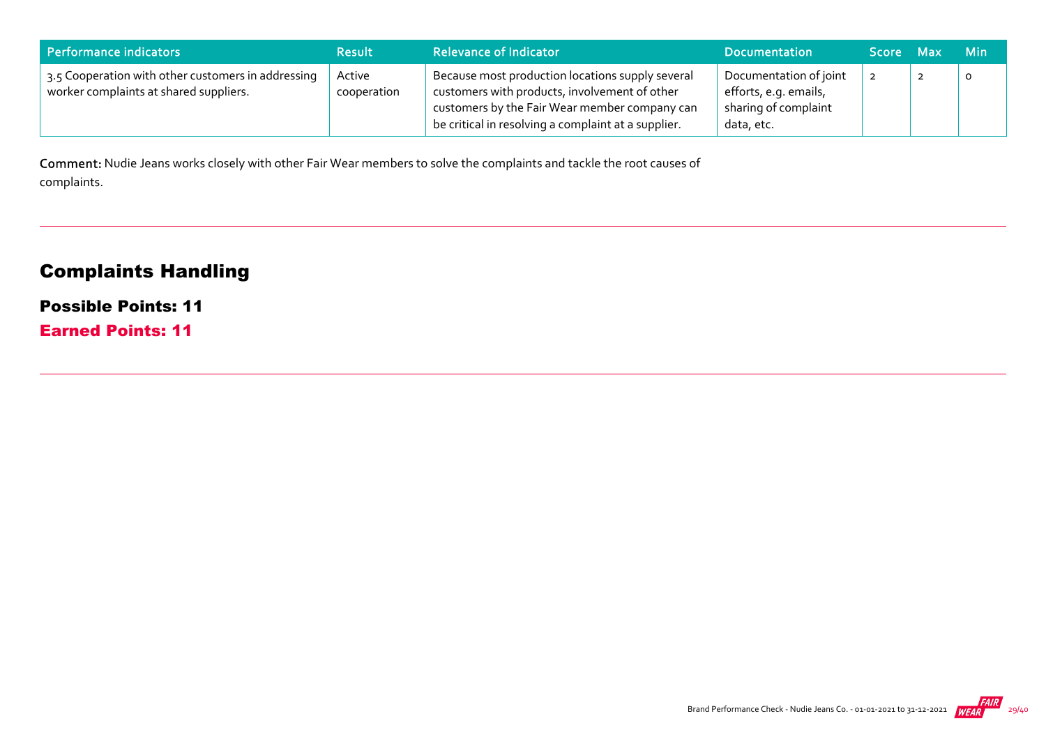| Performance indicators | Result | Relevance of Indicator | Documentation | Score | Max | Min |
|---|---|---|---|---|---|---|
| 3.5 Cooperation with other customers in addressing worker complaints at shared suppliers. | Active cooperation | Because most production locations supply several customers with products, involvement of other customers by the Fair Wear member company can be critical in resolving a complaint at a supplier. | Documentation of joint efforts, e.g. emails, sharing of complaint data, etc. | 2 | 2 | 0 |

**Comment:** Nudie Jeans works closely with other Fair Wear members to solve the complaints and tackle the root causes of complaints.

## Complaints Handling

**Possible Points: 11**

**Earned Points: 11**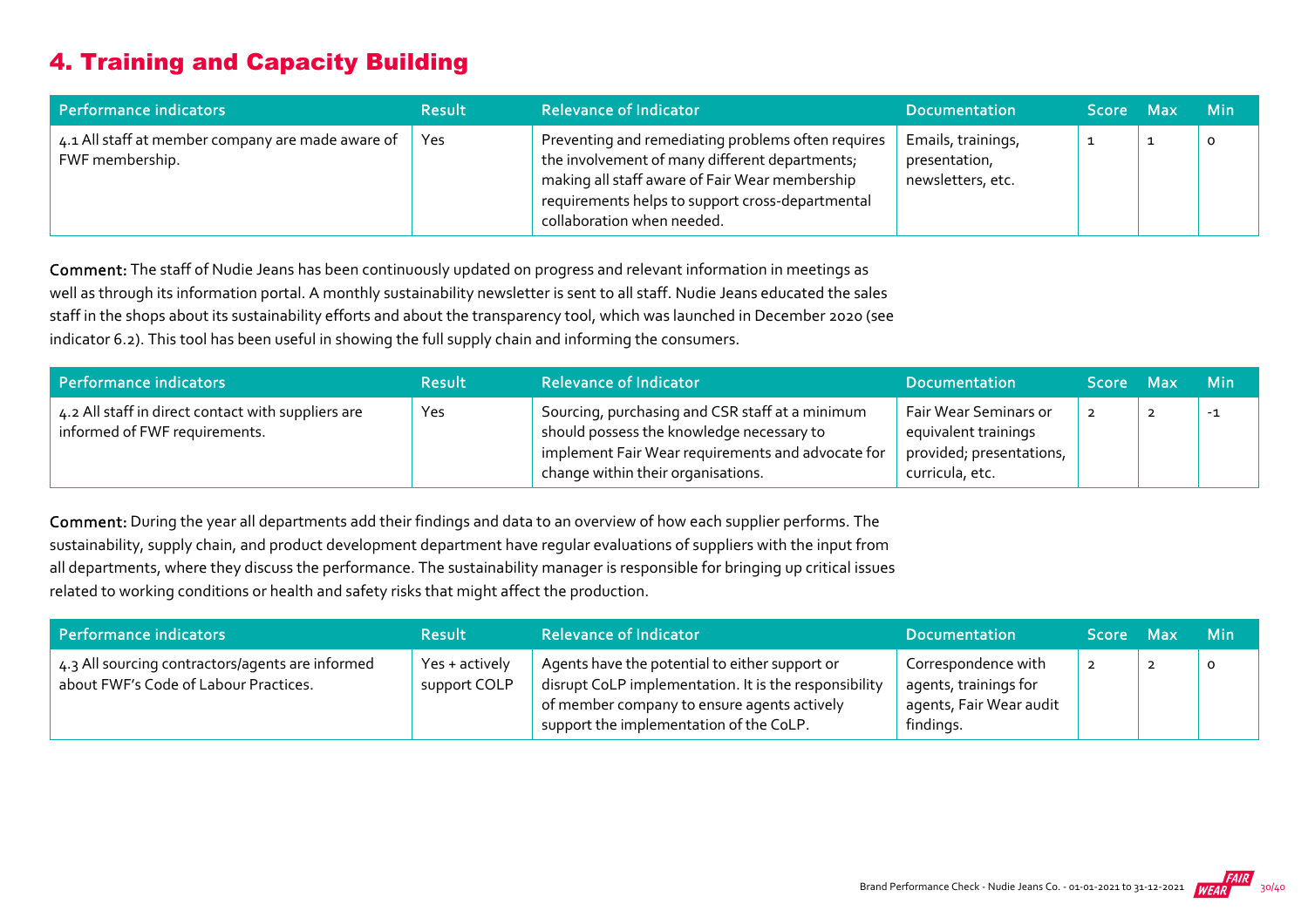# 4. Training and Capacity Building

| Performance indicators | Result | Relevance of Indicator | Documentation | Score | Max | Min |
|---|---|---|---|---|---|---|
| 4.1 All staff at member company are made aware of FWF membership. | Yes | Preventing and remediating problems often requires the involvement of many different departments; making all staff aware of Fair Wear membership requirements helps to support cross-departmental collaboration when needed. | Emails, trainings, presentation, newsletters, etc. | 1 | 1 | 0 |

**Comment:** The staff of Nudie Jeans has been continuously updated on progress and relevant information in meetings as well as through its information portal. A monthly sustainability newsletter is sent to all staff. Nudie Jeans educated the sales staff in the shops about its sustainability efforts and about the transparency tool, which was launched in December 2020 (see indicator 6.2). This tool has been useful in showing the full supply chain and informing the consumers.

| Performance indicators | Result | Relevance of Indicator | Documentation | Score | Max | Min |
|---|---|---|---|---|---|---|
| 4.2 All staff in direct contact with suppliers are informed of FWF requirements. | Yes | Sourcing, purchasing and CSR staff at a minimum should possess the knowledge necessary to implement Fair Wear requirements and advocate for change within their organisations. | Fair Wear Seminars or equivalent trainings provided; presentations, curricula, etc. | 2 | 2 | -1 |

**Comment:** During the year all departments add their findings and data to an overview of how each supplier performs. The sustainability, supply chain, and product development department have regular evaluations of suppliers with the input from all departments, where they discuss the performance. The sustainability manager is responsible for bringing up critical issues related to working conditions or health and safety risks that might affect the production.

| Performance indicators | Result | Relevance of Indicator | Documentation | Score | Max | Min |
|---|---|---|---|---|---|---|
| 4.3 All sourcing contractors/agents are informed about FWF's Code of Labour Practices. | Yes + actively support COLP | Agents have the potential to either support or disrupt CoLP implementation. It is the responsibility of member company to ensure agents actively support the implementation of the CoLP. | Correspondence with agents, trainings for agents, Fair Wear audit findings. | 2 | 2 | 0 |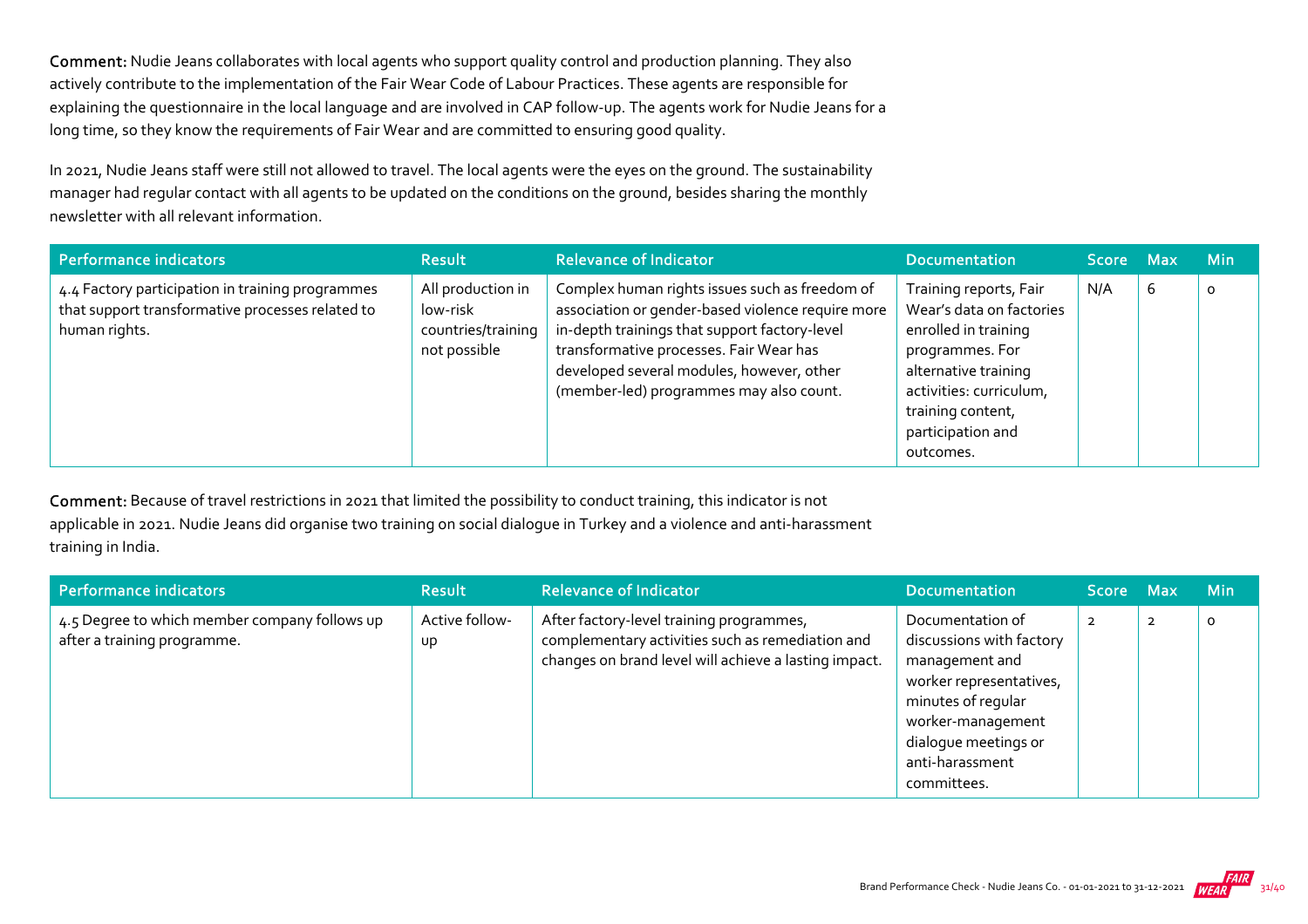**Comment:** Nudie Jeans collaborates with local agents who support quality control and production planning. They also actively contribute to the implementation of the Fair Wear Code of Labour Practices. These agents are responsible for explaining the questionnaire in the local language and are involved in CAP follow-up. The agents work for Nudie Jeans for a long time, so they know the requirements of Fair Wear and are committed to ensuring good quality.

In 2021, Nudie Jeans staff were still not allowed to travel. The local agents were the eyes on the ground. The sustainability manager had regular contact with all agents to be updated on the conditions on the ground, besides sharing the monthly newsletter with all relevant information.

| Performance indicators | Result | Relevance of Indicator | Documentation | Score | Max | Min |
|---|---|---|---|---|---|---|
| 4.4 Factory participation in training programmes that support transformative processes related to human rights. | All production in low-risk countries/training not possible | Complex human rights issues such as freedom of association or gender-based violence require more in-depth trainings that support factory-level transformative processes. Fair Wear has developed several modules, however, other (member-led) programmes may also count. | Training reports, Fair Wear's data on factories enrolled in training programmes. For alternative training activities: curriculum, training content, participation and outcomes. | N/A | 6 | 0 |

**Comment:** Because of travel restrictions in 2021 that limited the possibility to conduct training, this indicator is not applicable in 2021. Nudie Jeans did organise two training on social dialogue in Turkey and a violence and anti-harassment training in India.

| Performance indicators | Result | Relevance of Indicator | Documentation | Score | Max | Min |
|---|---|---|---|---|---|---|
| 4.5 Degree to which member company follows up after a training programme. | Active follow-up | After factory-level training programmes, complementary activities such as remediation and changes on brand level will achieve a lasting impact. | Documentation of discussions with factory management and worker representatives, minutes of regular worker-management dialogue meetings or anti-harassment committees. | 2 | 2 | 0 |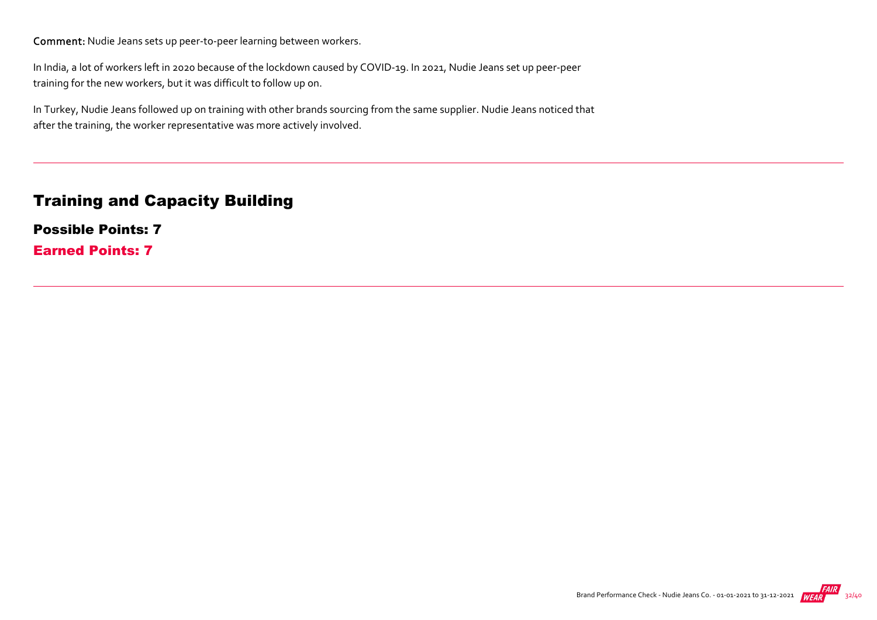**Comment:** Nudie Jeans sets up peer-to-peer learning between workers.

In India, a lot of workers left in 2020 because of the lockdown caused by COVID-19. In 2021, Nudie Jeans set up peer-peer training for the new workers, but it was difficult to follow up on.

In Turkey, Nudie Jeans followed up on training with other brands sourcing from the same supplier. Nudie Jeans noticed that after the training, the worker representative was more actively involved.

---

## Training and Capacity Building

### Possible Points: 7

### Earned Points: 7

---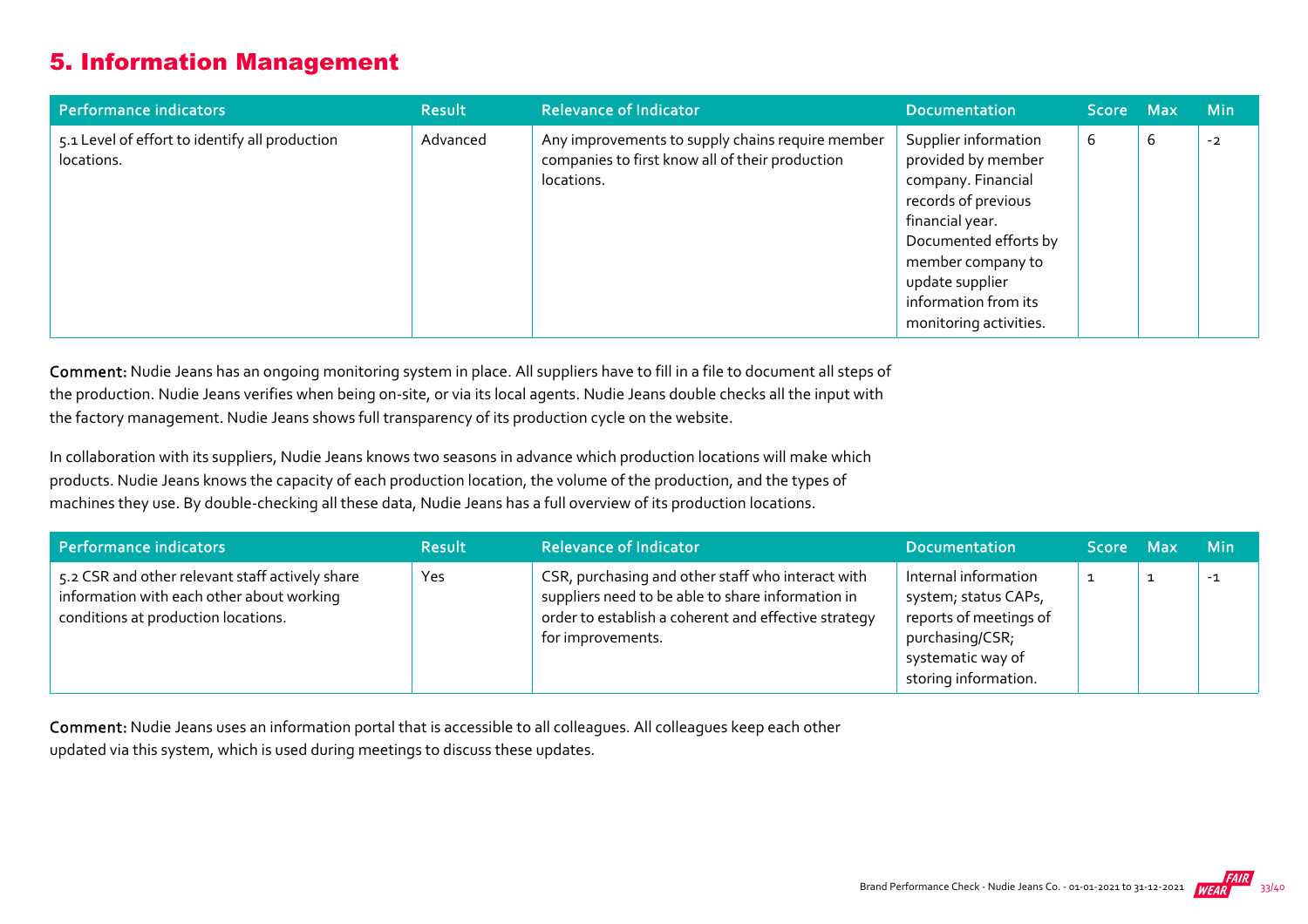## 5. Information Management

| Performance indicators | Result | Relevance of Indicator | Documentation | Score | Max | Min |
|---|---|---|---|---|---|---|
| 5.1 Level of effort to identify all production locations. | Advanced | Any improvements to supply chains require member companies to first know all of their production locations. | Supplier information provided by member company. Financial records of previous financial year. Documented efforts by member company to update supplier information from its monitoring activities. | 6 | 6 | -2 |

**Comment:** Nudie Jeans has an ongoing monitoring system in place. All suppliers have to fill in a file to document all steps of the production. Nudie Jeans verifies when being on-site, or via its local agents. Nudie Jeans double checks all the input with the factory management. Nudie Jeans shows full transparency of its production cycle on the website.

In collaboration with its suppliers, Nudie Jeans knows two seasons in advance which production locations will make which products. Nudie Jeans knows the capacity of each production location, the volume of the production, and the types of machines they use. By double-checking all these data, Nudie Jeans has a full overview of its production locations.

| Performance indicators | Result | Relevance of Indicator | Documentation | Score | Max | Min |
|---|---|---|---|---|---|---|
| 5.2 CSR and other relevant staff actively share information with each other about working conditions at production locations. | Yes | CSR, purchasing and other staff who interact with suppliers need to be able to share information in order to establish a coherent and effective strategy for improvements. | Internal information system; status CAPs, reports of meetings of purchasing/CSR; systematic way of storing information. | 1 | 1 | -1 |

**Comment:** Nudie Jeans uses an information portal that is accessible to all colleagues. All colleagues keep each other updated via this system, which is used during meetings to discuss these updates.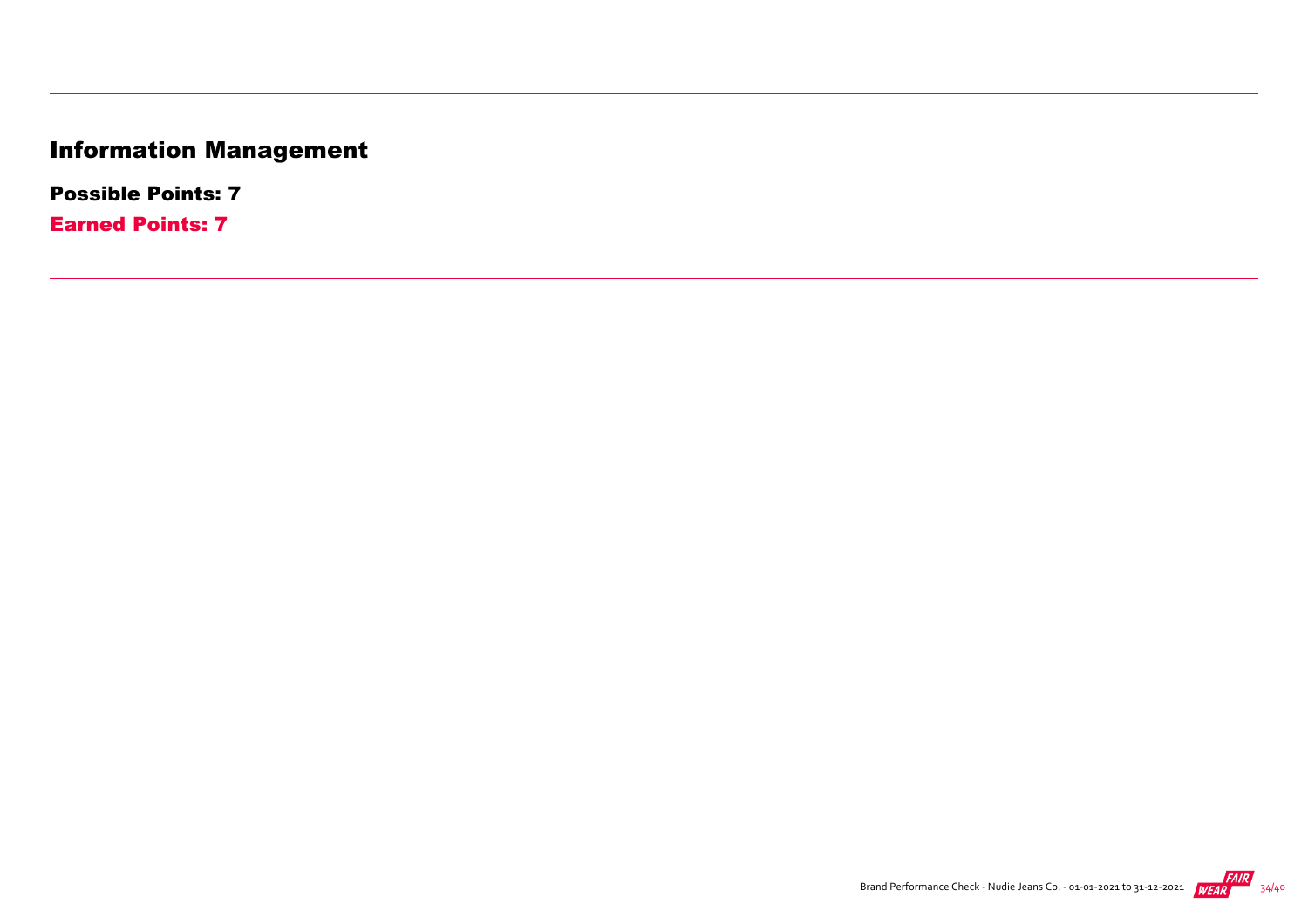# Information Management

**Possible Points: 7**

**Earned Points: 7**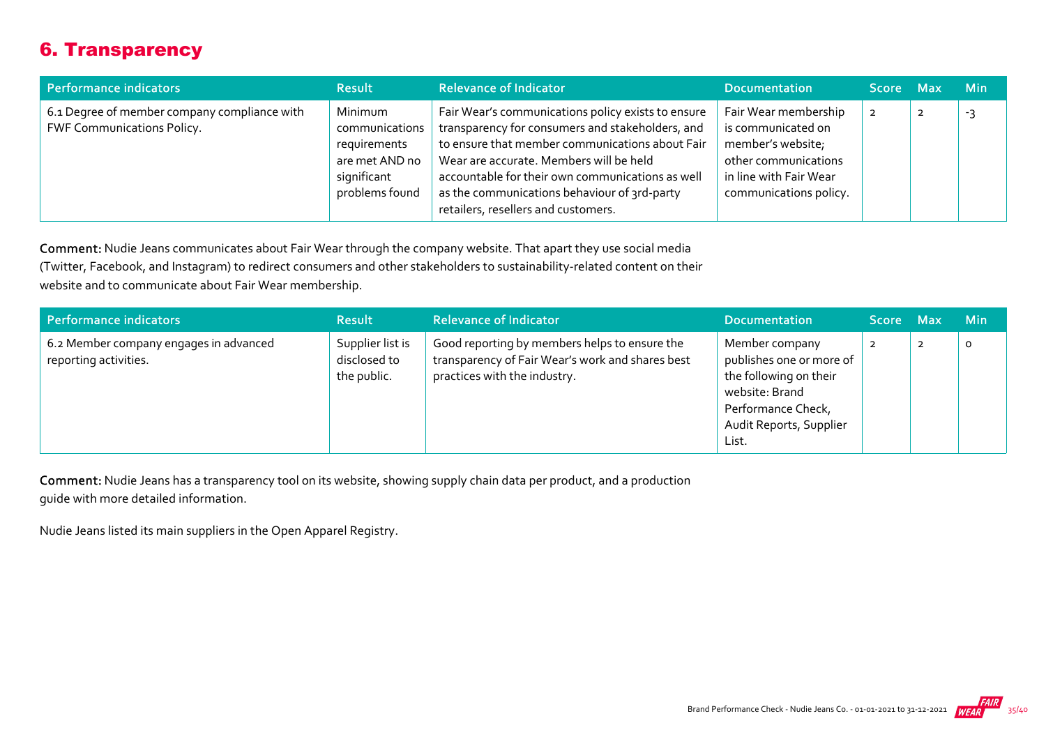## 6. Transparency

| Performance indicators | Result | Relevance of Indicator | Documentation | Score | Max | Min |
|---|---|---|---|---|---|---|
| 6.1 Degree of member company compliance with FWF Communications Policy. | Minimum communications requirements are met AND no significant problems found | Fair Wear's communications policy exists to ensure transparency for consumers and stakeholders, and to ensure that member communications about Fair Wear are accurate. Members will be held accountable for their own communications as well as the communications behaviour of 3rd-party retailers, resellers and customers. | Fair Wear membership is communicated on member's website; other communications in line with Fair Wear communications policy. | 2 | 2 | -3 |

**Comment:** Nudie Jeans communicates about Fair Wear through the company website. That apart they use social media (Twitter, Facebook, and Instagram) to redirect consumers and other stakeholders to sustainability-related content on their website and to communicate about Fair Wear membership.

| Performance indicators | Result | Relevance of Indicator | Documentation | Score | Max | Min |
|---|---|---|---|---|---|---|
| 6.2 Member company engages in advanced reporting activities. | Supplier list is disclosed to the public. | Good reporting by members helps to ensure the transparency of Fair Wear's work and shares best practices with the industry. | Member company publishes one or more of the following on their website: Brand Performance Check, Audit Reports, Supplier List. | 2 | 2 | 0 |

**Comment:** Nudie Jeans has a transparency tool on its website, showing supply chain data per product, and a production guide with more detailed information.

Nudie Jeans listed its main suppliers in the Open Apparel Registry.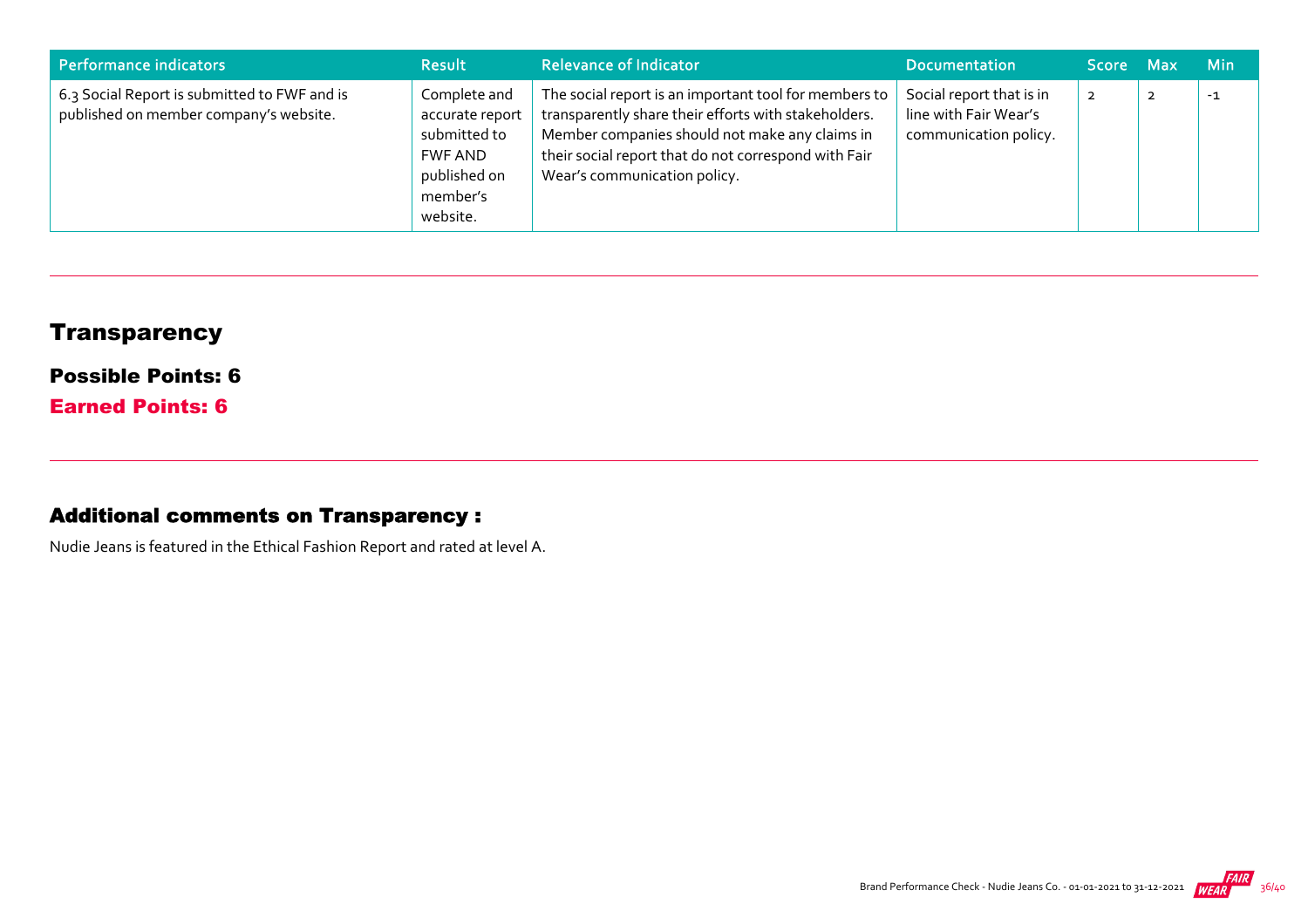| Performance indicators | Result | Relevance of Indicator | Documentation | Score | Max | Min |
|---|---|---|---|---|---|---|
| 6.3 Social Report is submitted to FWF and is published on member company's website. | Complete and accurate report submitted to FWF AND published on member's website. | The social report is an important tool for members to transparently share their efforts with stakeholders. Member companies should not make any claims in their social report that do not correspond with Fair Wear's communication policy. | Social report that is in line with Fair Wear's communication policy. | 2 | 2 | -1 |

## Transparency

### Possible Points: 6

### Earned Points: 6

### Additional comments on Transparency :

Nudie Jeans is featured in the Ethical Fashion Report and rated at level A.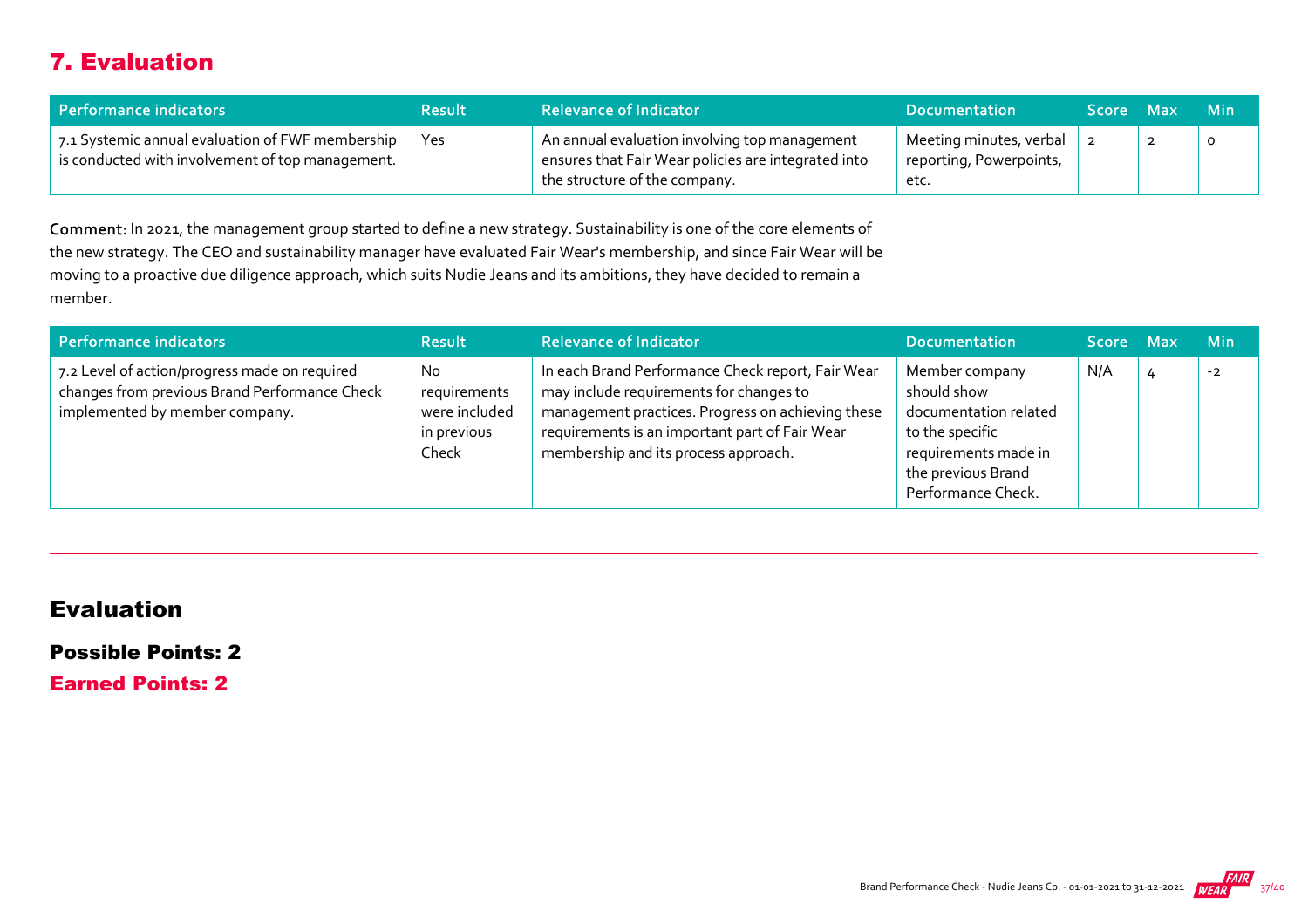## 7. Evaluation

| Performance indicators | Result | Relevance of Indicator | Documentation | Score | Max | Min |
|---|---|---|---|---|---|---|
| 7.1 Systemic annual evaluation of FWF membership is conducted with involvement of top management. | Yes | An annual evaluation involving top management ensures that Fair Wear policies are integrated into the structure of the company. | Meeting minutes, verbal reporting, Powerpoints, etc. | 2 | 2 | 0 |

**Comment:** In 2021, the management group started to define a new strategy. Sustainability is one of the core elements of the new strategy. The CEO and sustainability manager have evaluated Fair Wear's membership, and since Fair Wear will be moving to a proactive due diligence approach, which suits Nudie Jeans and its ambitions, they have decided to remain a member.

| Performance indicators | Result | Relevance of Indicator | Documentation | Score | Max | Min |
|---|---|---|---|---|---|---|
| 7.2 Level of action/progress made on required changes from previous Brand Performance Check implemented by member company. | No requirements were included in previous Check | In each Brand Performance Check report, Fair Wear may include requirements for changes to management practices. Progress on achieving these requirements is an important part of Fair Wear membership and its process approach. | Member company should show documentation related to the specific requirements made in the previous Brand Performance Check. | N/A | 4 | -2 |

## Evaluation

**Possible Points: 2**

**Earned Points: 2**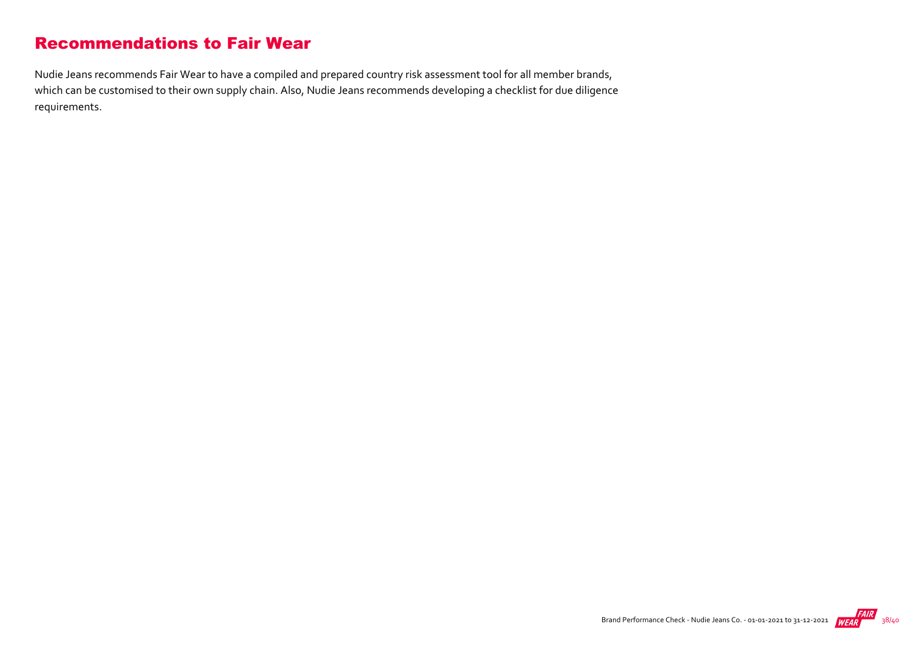## Recommendations to Fair Wear

Nudie Jeans recommends Fair Wear to have a compiled and prepared country risk assessment tool for all member brands, which can be customised to their own supply chain. Also, Nudie Jeans recommends developing a checklist for due diligence requirements.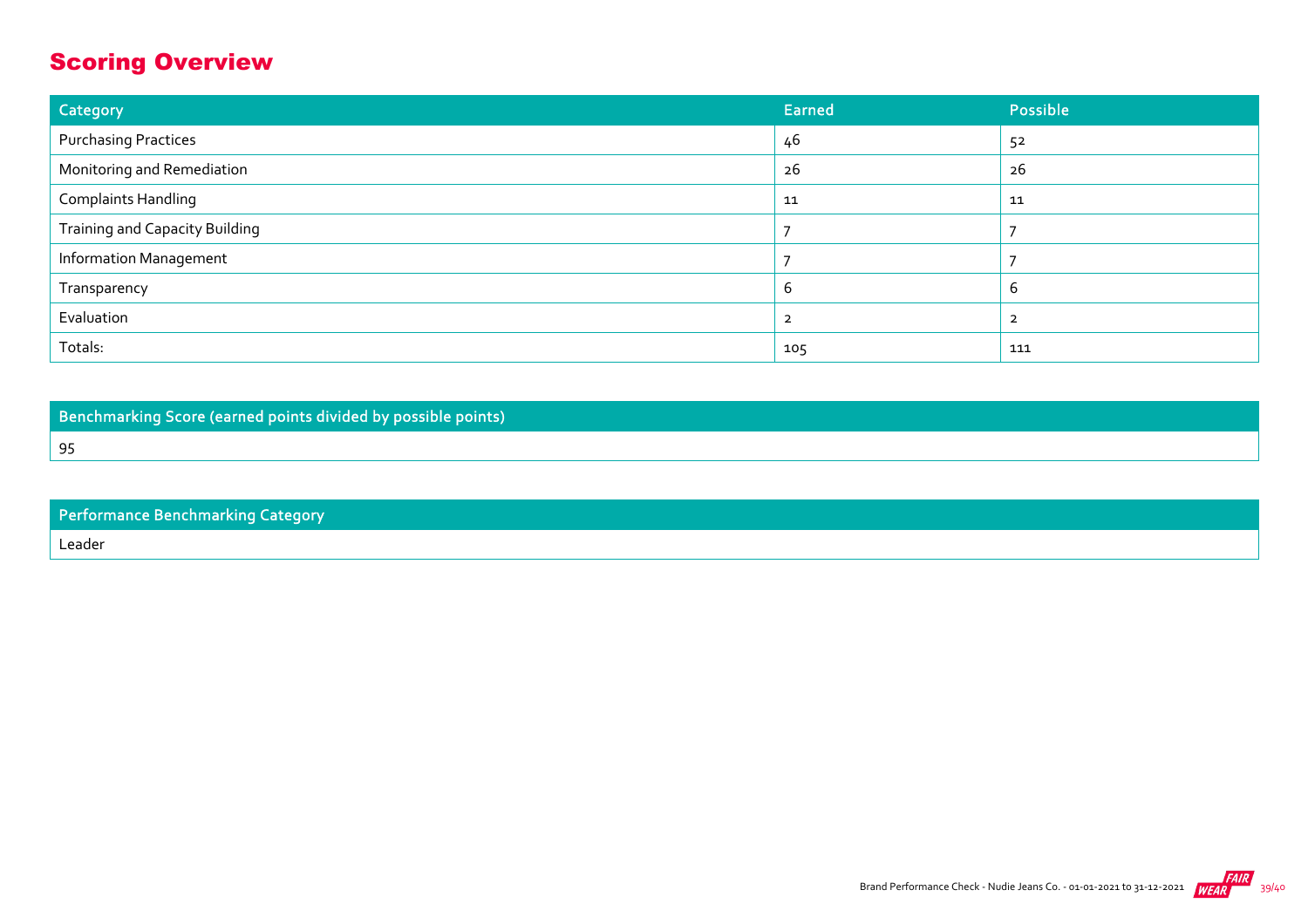## Scoring Overview

| Category | Earned | Possible |
| --- | --- | --- |
| Purchasing Practices | 46 | 52 |
| Monitoring and Remediation | 26 | 26 |
| Complaints Handling | 11 | 11 |
| Training and Capacity Building | 7 | 7 |
| Information Management | 7 | 7 |
| Transparency | 6 | 6 |
| Evaluation | 2 | 2 |
| Totals: | 105 | 111 |

| Benchmarking Score (earned points divided by possible points) |
| --- |
| 95 |

| Performance Benchmarking Category |
| --- |
| Leader |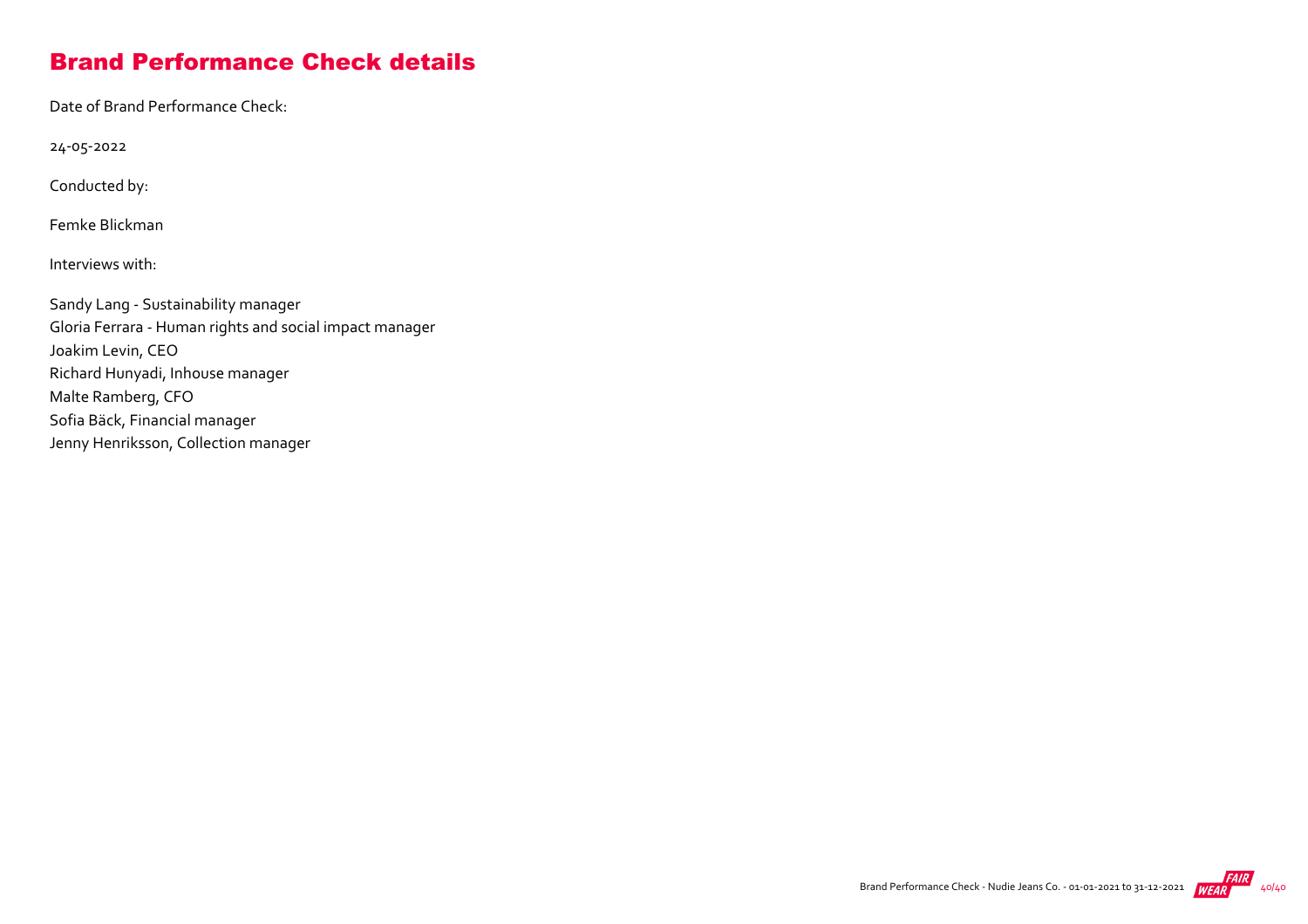## Brand Performance Check details

Date of Brand Performance Check:

24-05-2022

Conducted by:

Femke Blickman

Interviews with:

Sandy Lang - Sustainability manager
Gloria Ferrara - Human rights and social impact manager
Joakim Levin, CEO
Richard Hunyadi, Inhouse manager
Malte Ramberg, CFO
Sofia Bäck, Financial manager
Jenny Henriksson, Collection manager